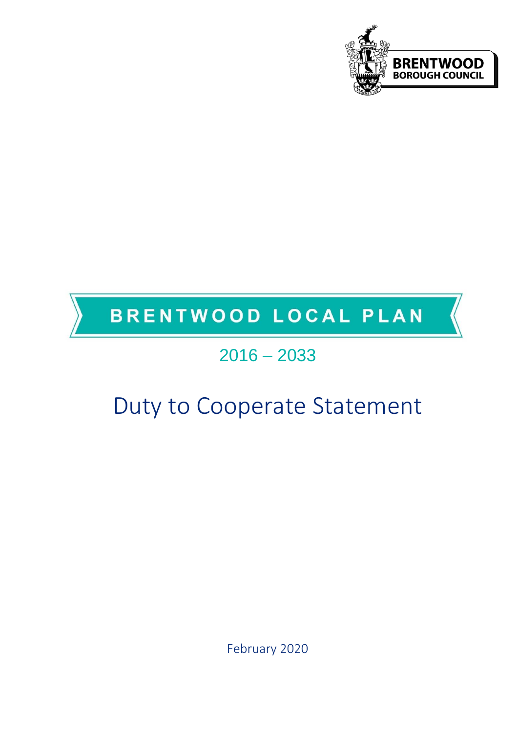BRENTWOOD BOROUGH COUNCIL

# BRENTWOOD LOCAL PLAN

2016 – 2033

## Duty to Cooperate Statement

February 2020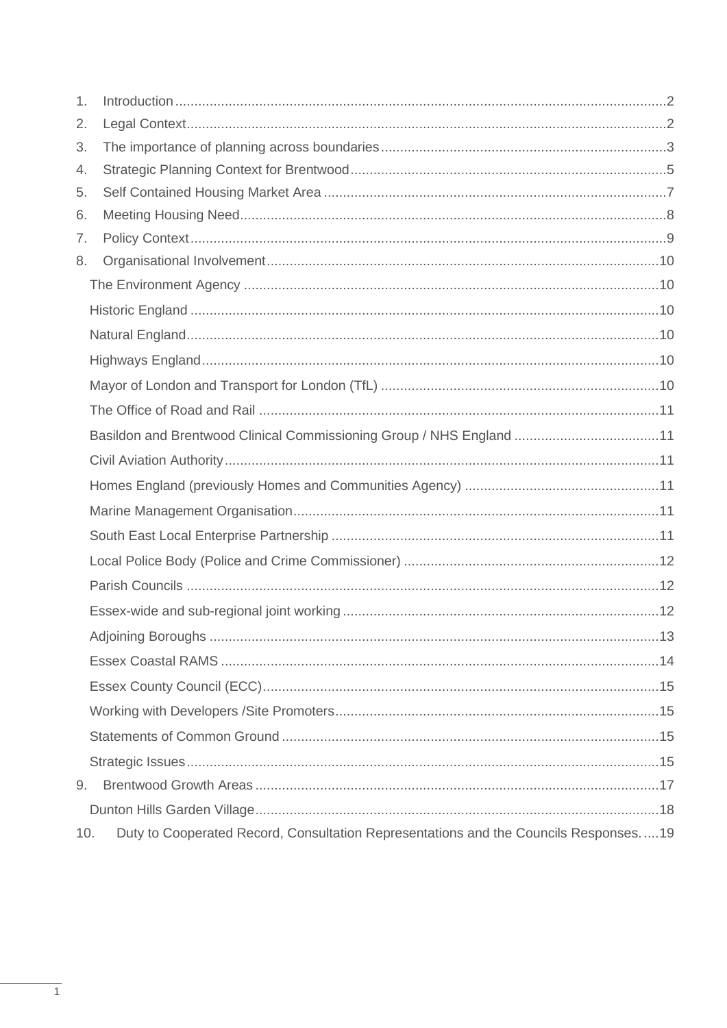1. Introduction ..... 2
2. Legal Context ..... 2
3. The importance of planning across boundaries ..... 3
4. Strategic Planning Context for Brentwood ..... 5
5. Self Contained Housing Market Area ..... 7
6. Meeting Housing Need ..... 8
7. Policy Context ..... 9
8. Organisational Involvement ..... 10
   - The Environment Agency ..... 10
   - Historic England ..... 10
   - Natural England ..... 10
   - Highways England ..... 10
   - Mayor of London and Transport for London (TfL) ..... 10
   - The Office of Road and Rail ..... 11
   - Basildon and Brentwood Clinical Commissioning Group / NHS England ..... 11
   - Civil Aviation Authority ..... 11
   - Homes England (previously Homes and Communities Agency) ..... 11
   - Marine Management Organisation ..... 11
   - South East Local Enterprise Partnership ..... 11
   - Local Police Body (Police and Crime Commissioner) ..... 12
   - Parish Councils ..... 12
   - Essex-wide and sub-regional joint working ..... 12
   - Adjoining Boroughs ..... 13
   - Essex Coastal RAMS ..... 14
   - Essex County Council (ECC) ..... 15
   - Working with Developers /Site Promoters ..... 15
   - Statements of Common Ground ..... 15
   - Strategic Issues ..... 15
9. Brentwood Growth Areas ..... 17
   - Dunton Hills Garden Village ..... 18
10. Duty to Cooperated Record, Consultation Representations and the Councils Responses. ..... 19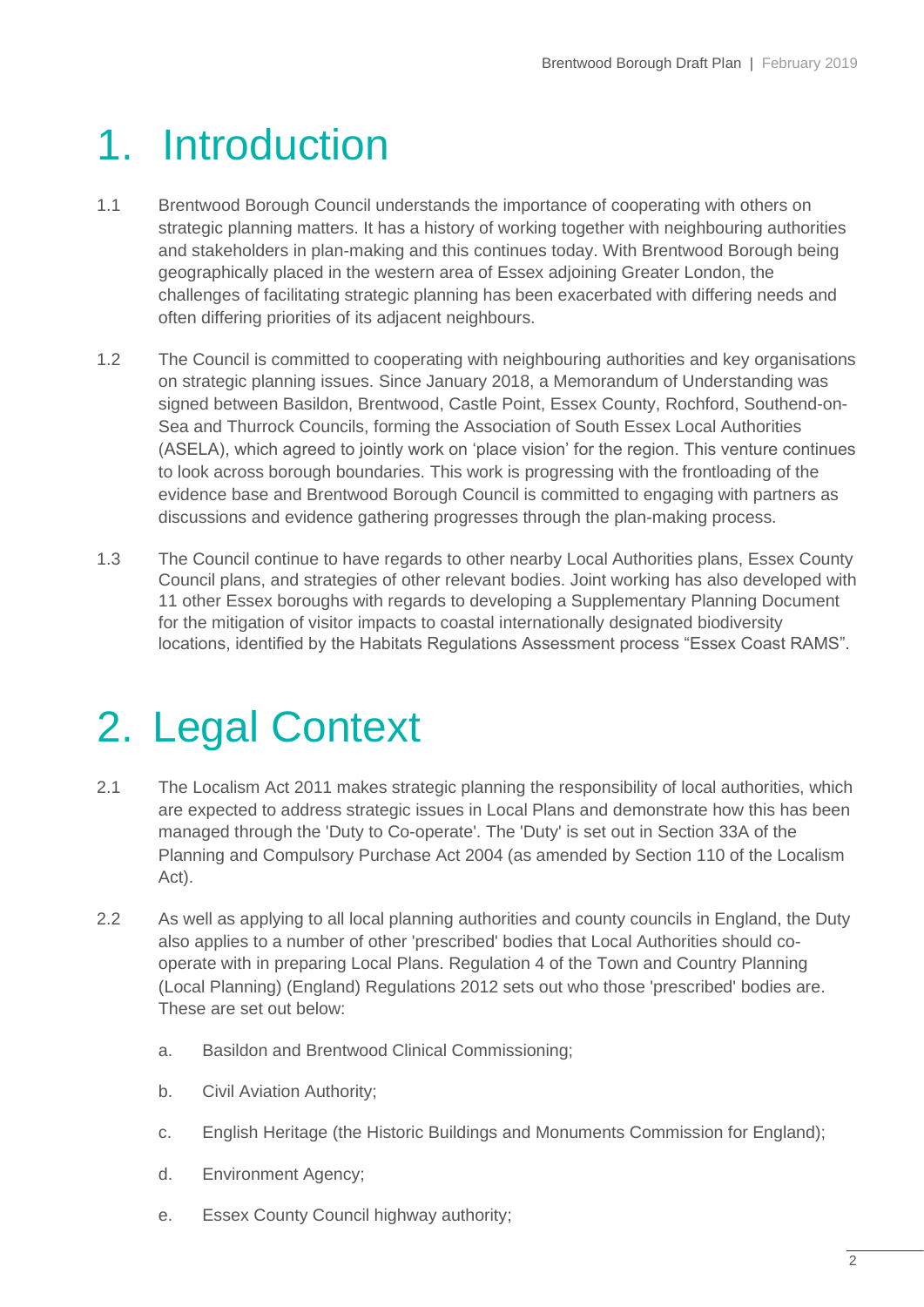# 1. Introduction

1.1 Brentwood Borough Council understands the importance of cooperating with others on strategic planning matters. It has a history of working together with neighbouring authorities and stakeholders in plan-making and this continues today. With Brentwood Borough being geographically placed in the western area of Essex adjoining Greater London, the challenges of facilitating strategic planning has been exacerbated with differing needs and often differing priorities of its adjacent neighbours.

1.2 The Council is committed to cooperating with neighbouring authorities and key organisations on strategic planning issues. Since January 2018, a Memorandum of Understanding was signed between Basildon, Brentwood, Castle Point, Essex County, Rochford, Southend-on-Sea and Thurrock Councils, forming the Association of South Essex Local Authorities (ASELA), which agreed to jointly work on 'place vision' for the region. This venture continues to look across borough boundaries. This work is progressing with the frontloading of the evidence base and Brentwood Borough Council is committed to engaging with partners as discussions and evidence gathering progresses through the plan-making process.

1.3 The Council continue to have regards to other nearby Local Authorities plans, Essex County Council plans, and strategies of other relevant bodies. Joint working has also developed with 11 other Essex boroughs with regards to developing a Supplementary Planning Document for the mitigation of visitor impacts to coastal internationally designated biodiversity locations, identified by the Habitats Regulations Assessment process "Essex Coast RAMS".

# 2. Legal Context

2.1 The Localism Act 2011 makes strategic planning the responsibility of local authorities, which are expected to address strategic issues in Local Plans and demonstrate how this has been managed through the 'Duty to Co-operate'. The 'Duty' is set out in Section 33A of the Planning and Compulsory Purchase Act 2004 (as amended by Section 110 of the Localism Act).

2.2 As well as applying to all local planning authorities and county councils in England, the Duty also applies to a number of other 'prescribed' bodies that Local Authorities should co-operate with in preparing Local Plans. Regulation 4 of the Town and Country Planning (Local Planning) (England) Regulations 2012 sets out who those 'prescribed' bodies are. These are set out below:

a. Basildon and Brentwood Clinical Commissioning;

b. Civil Aviation Authority;

c. English Heritage (the Historic Buildings and Monuments Commission for England);

d. Environment Agency;

e. Essex County Council highway authority;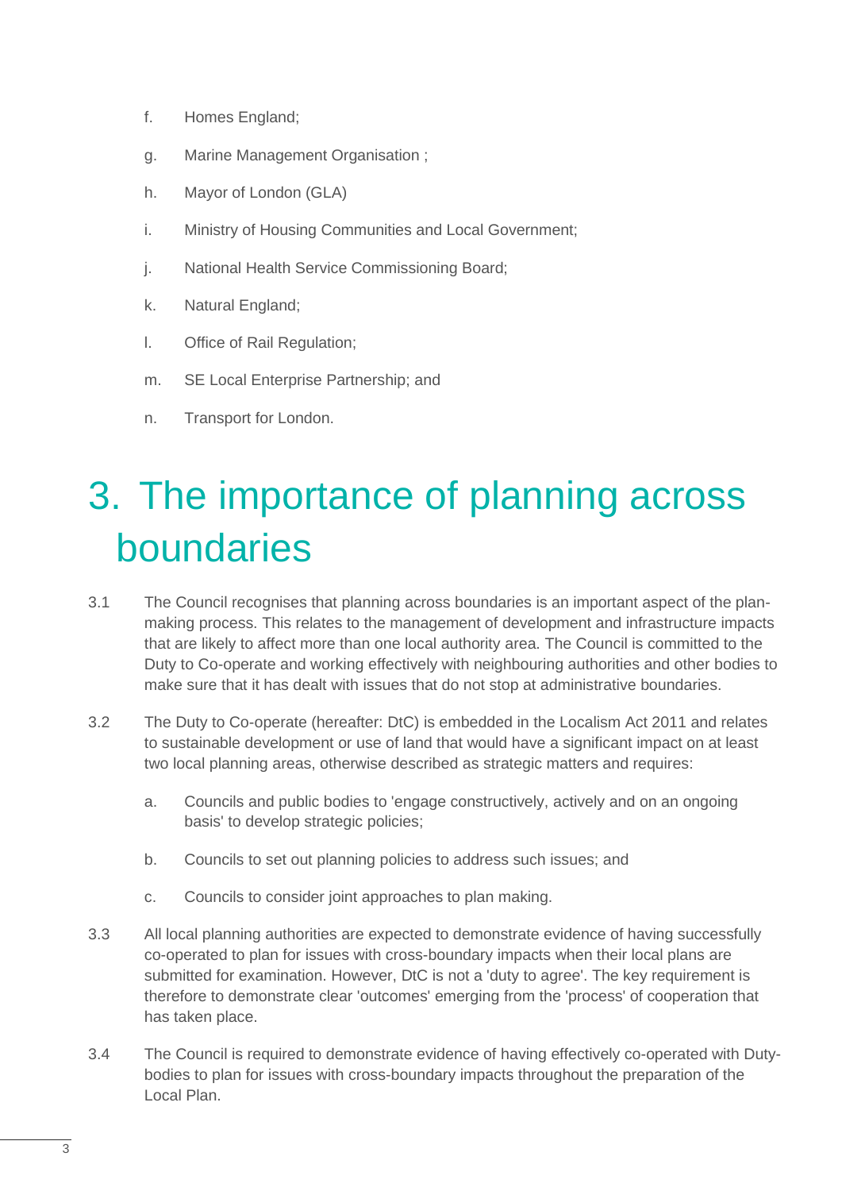f. Homes England;

g. Marine Management Organisation ;

h. Mayor of London (GLA)

i. Ministry of Housing Communities and Local Government;

j. National Health Service Commissioning Board;

k. Natural England;

l. Office of Rail Regulation;

m. SE Local Enterprise Partnership; and

n. Transport for London.

# 3. The importance of planning across boundaries

3.1 The Council recognises that planning across boundaries is an important aspect of the plan-making process. This relates to the management of development and infrastructure impacts that are likely to affect more than one local authority area. The Council is committed to the Duty to Co-operate and working effectively with neighbouring authorities and other bodies to make sure that it has dealt with issues that do not stop at administrative boundaries.

3.2 The Duty to Co-operate (hereafter: DtC) is embedded in the Localism Act 2011 and relates to sustainable development or use of land that would have a significant impact on at least two local planning areas, otherwise described as strategic matters and requires:

a. Councils and public bodies to 'engage constructively, actively and on an ongoing basis' to develop strategic policies;

b. Councils to set out planning policies to address such issues; and

c. Councils to consider joint approaches to plan making.

3.3 All local planning authorities are expected to demonstrate evidence of having successfully co-operated to plan for issues with cross-boundary impacts when their local plans are submitted for examination. However, DtC is not a 'duty to agree'. The key requirement is therefore to demonstrate clear 'outcomes' emerging from the 'process' of cooperation that has taken place.

3.4 The Council is required to demonstrate evidence of having effectively co-operated with Duty-bodies to plan for issues with cross-boundary impacts throughout the preparation of the Local Plan.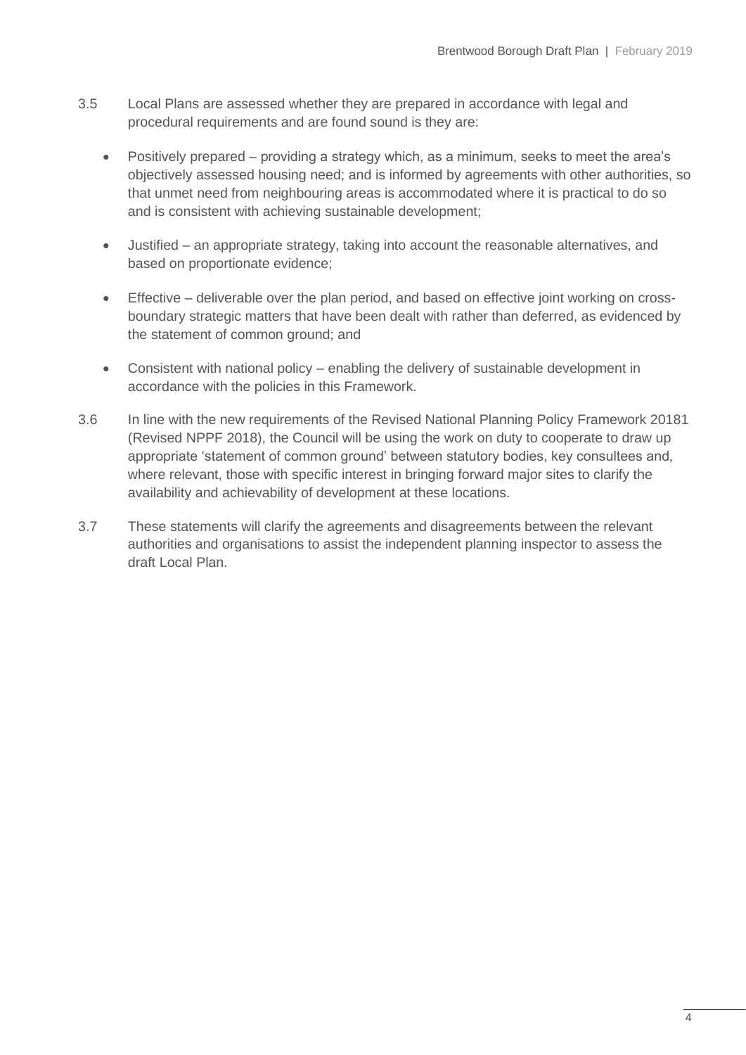3.5 Local Plans are assessed whether they are prepared in accordance with legal and procedural requirements and are found sound is they are:

- Positively prepared – providing a strategy which, as a minimum, seeks to meet the area's objectively assessed housing need; and is informed by agreements with other authorities, so that unmet need from neighbouring areas is accommodated where it is practical to do so and is consistent with achieving sustainable development;
- Justified – an appropriate strategy, taking into account the reasonable alternatives, and based on proportionate evidence;
- Effective – deliverable over the plan period, and based on effective joint working on cross-boundary strategic matters that have been dealt with rather than deferred, as evidenced by the statement of common ground; and
- Consistent with national policy – enabling the delivery of sustainable development in accordance with the policies in this Framework.

3.6 In line with the new requirements of the Revised National Planning Policy Framework 2018[1] (Revised NPPF 2018), the Council will be using the work on duty to cooperate to draw up appropriate 'statement of common ground' between statutory bodies, key consultees and, where relevant, those with specific interest in bringing forward major sites to clarify the availability and achievability of development at these locations.

3.7 These statements will clarify the agreements and disagreements between the relevant authorities and organisations to assist the independent planning inspector to assess the draft Local Plan.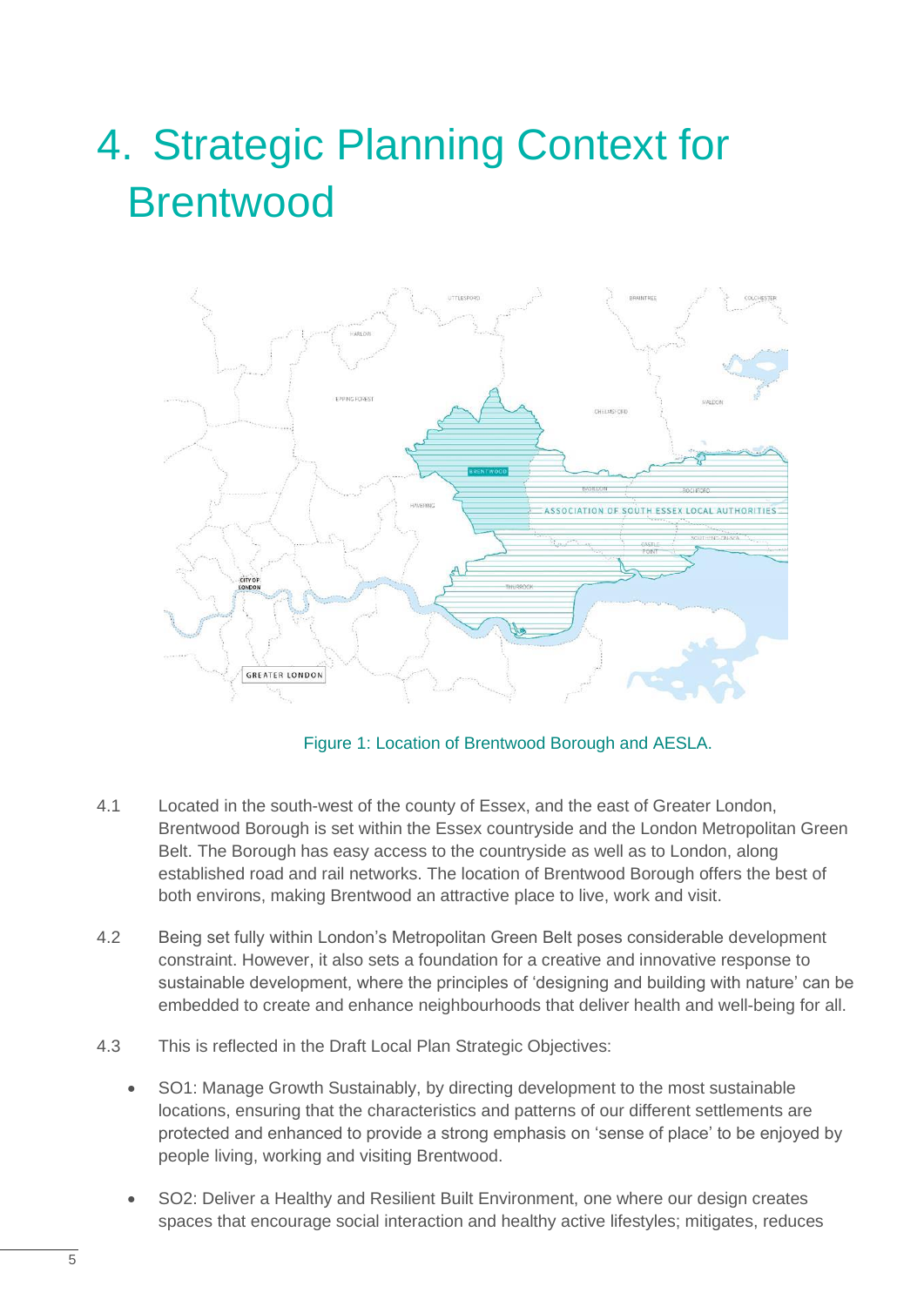# 4. Strategic Planning Context for Brentwood

Figure 1: Location of Brentwood Borough and AESLA.

4.1 Located in the south-west of the county of Essex, and the east of Greater London, Brentwood Borough is set within the Essex countryside and the London Metropolitan Green Belt. The Borough has easy access to the countryside as well as to London, along established road and rail networks. The location of Brentwood Borough offers the best of both environs, making Brentwood an attractive place to live, work and visit.

4.2 Being set fully within London's Metropolitan Green Belt poses considerable development constraint. However, it also sets a foundation for a creative and innovative response to sustainable development, where the principles of 'designing and building with nature' can be embedded to create and enhance neighbourhoods that deliver health and well-being for all.

4.3 This is reflected in the Draft Local Plan Strategic Objectives:

- SO1: Manage Growth Sustainably, by directing development to the most sustainable locations, ensuring that the characteristics and patterns of our different settlements are protected and enhanced to provide a strong emphasis on 'sense of place' to be enjoyed by people living, working and visiting Brentwood.
- SO2: Deliver a Healthy and Resilient Built Environment, one where our design creates spaces that encourage social interaction and healthy active lifestyles; mitigates, reduces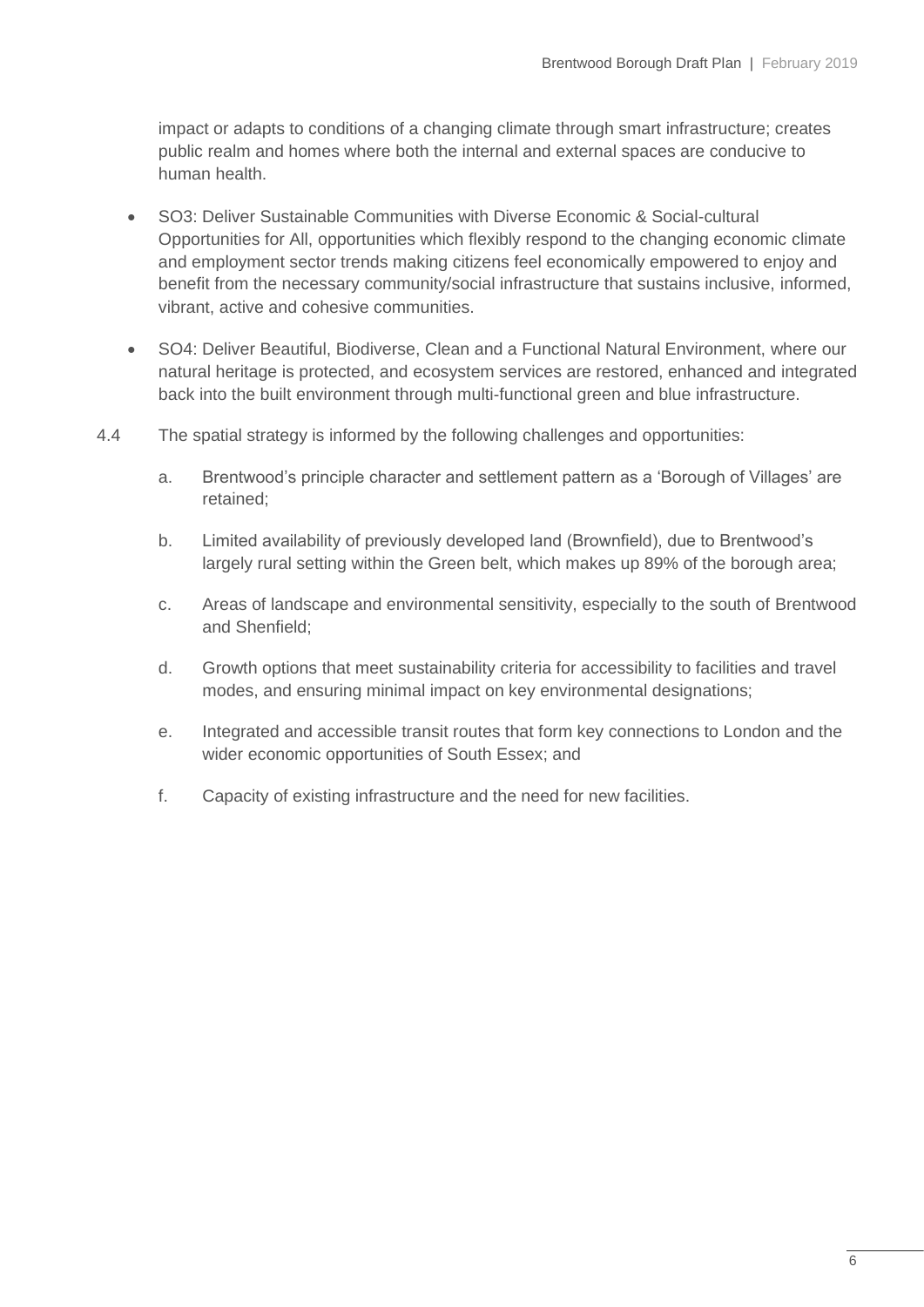impact or adapts to conditions of a changing climate through smart infrastructure; creates public realm and homes where both the internal and external spaces are conducive to human health.

- SO3: Deliver Sustainable Communities with Diverse Economic & Social-cultural Opportunities for All, opportunities which flexibly respond to the changing economic climate and employment sector trends making citizens feel economically empowered to enjoy and benefit from the necessary community/social infrastructure that sustains inclusive, informed, vibrant, active and cohesive communities.

- SO4: Deliver Beautiful, Biodiverse, Clean and a Functional Natural Environment, where our natural heritage is protected, and ecosystem services are restored, enhanced and integrated back into the built environment through multi-functional green and blue infrastructure.

4.4 The spatial strategy is informed by the following challenges and opportunities:

a. Brentwood's principle character and settlement pattern as a 'Borough of Villages' are retained;

b. Limited availability of previously developed land (Brownfield), due to Brentwood's largely rural setting within the Green belt, which makes up 89% of the borough area;

c. Areas of landscape and environmental sensitivity, especially to the south of Brentwood and Shenfield;

d. Growth options that meet sustainability criteria for accessibility to facilities and travel modes, and ensuring minimal impact on key environmental designations;

e. Integrated and accessible transit routes that form key connections to London and the wider economic opportunities of South Essex; and

f. Capacity of existing infrastructure and the need for new facilities.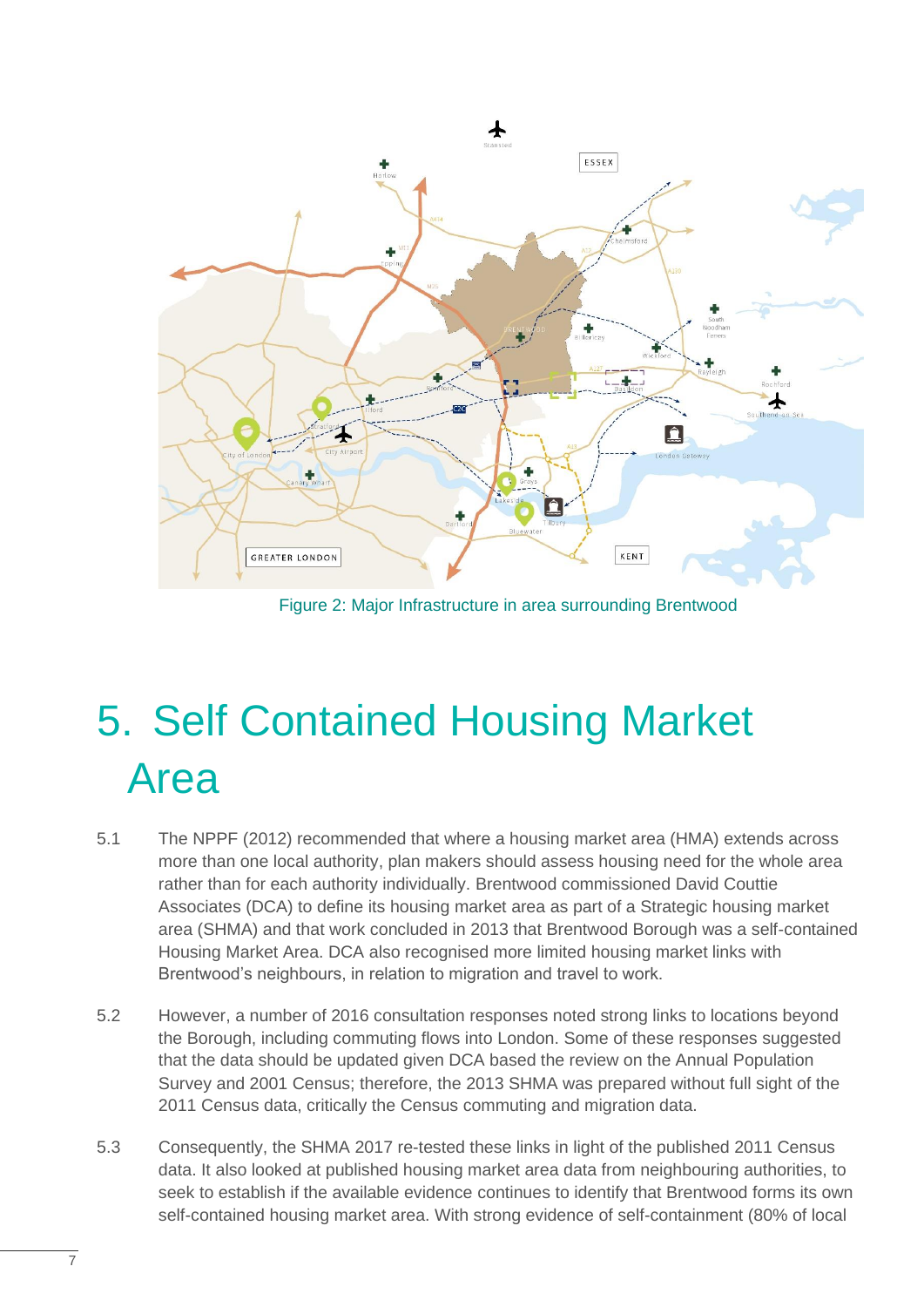Figure 2: Major Infrastructure in area surrounding Brentwood

# 5. Self Contained Housing Market Area

5.1 The NPPF (2012) recommended that where a housing market area (HMA) extends across more than one local authority, plan makers should assess housing need for the whole area rather than for each authority individually. Brentwood commissioned David Couttie Associates (DCA) to define its housing market area as part of a Strategic housing market area (SHMA) and that work concluded in 2013 that Brentwood Borough was a self-contained Housing Market Area. DCA also recognised more limited housing market links with Brentwood's neighbours, in relation to migration and travel to work.

5.2 However, a number of 2016 consultation responses noted strong links to locations beyond the Borough, including commuting flows into London. Some of these responses suggested that the data should be updated given DCA based the review on the Annual Population Survey and 2001 Census; therefore, the 2013 SHMA was prepared without full sight of the 2011 Census data, critically the Census commuting and migration data.

5.3 Consequently, the SHMA 2017 re-tested these links in light of the published 2011 Census data. It also looked at published housing market area data from neighbouring authorities, to seek to establish if the available evidence continues to identify that Brentwood forms its own self-contained housing market area. With strong evidence of self-containment (80% of local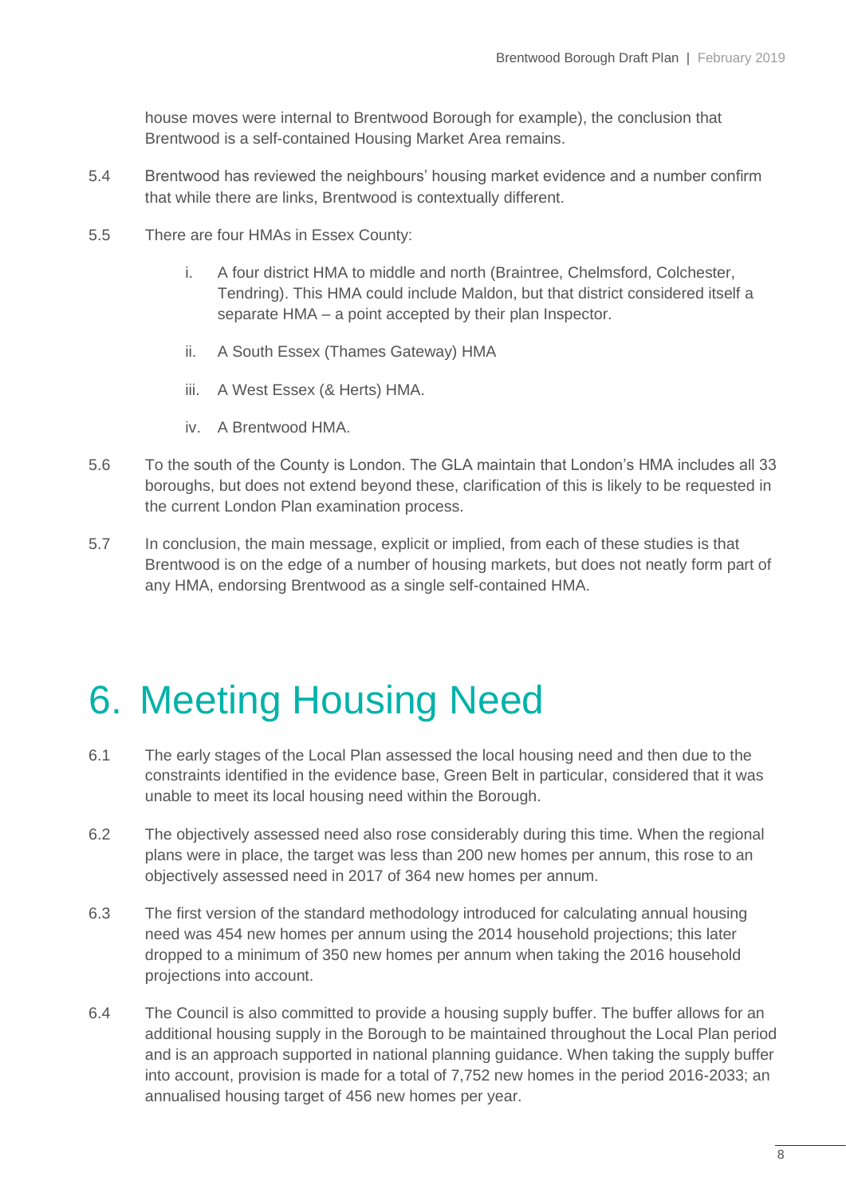house moves were internal to Brentwood Borough for example), the conclusion that Brentwood is a self-contained Housing Market Area remains.

5.4 Brentwood has reviewed the neighbours' housing market evidence and a number confirm that while there are links, Brentwood is contextually different.

5.5 There are four HMAs in Essex County:

i. A four district HMA to middle and north (Braintree, Chelmsford, Colchester, Tendring). This HMA could include Maldon, but that district considered itself a separate HMA – a point accepted by their plan Inspector.

ii. A South Essex (Thames Gateway) HMA

iii. A West Essex (& Herts) HMA.

iv. A Brentwood HMA.

5.6 To the south of the County is London. The GLA maintain that London's HMA includes all 33 boroughs, but does not extend beyond these, clarification of this is likely to be requested in the current London Plan examination process.

5.7 In conclusion, the main message, explicit or implied, from each of these studies is that Brentwood is on the edge of a number of housing markets, but does not neatly form part of any HMA, endorsing Brentwood as a single self-contained HMA.

# 6. Meeting Housing Need

6.1 The early stages of the Local Plan assessed the local housing need and then due to the constraints identified in the evidence base, Green Belt in particular, considered that it was unable to meet its local housing need within the Borough.

6.2 The objectively assessed need also rose considerably during this time. When the regional plans were in place, the target was less than 200 new homes per annum, this rose to an objectively assessed need in 2017 of 364 new homes per annum.

6.3 The first version of the standard methodology introduced for calculating annual housing need was 454 new homes per annum using the 2014 household projections; this later dropped to a minimum of 350 new homes per annum when taking the 2016 household projections into account.

6.4 The Council is also committed to provide a housing supply buffer. The buffer allows for an additional housing supply in the Borough to be maintained throughout the Local Plan period and is an approach supported in national planning guidance. When taking the supply buffer into account, provision is made for a total of 7,752 new homes in the period 2016-2033; an annualised housing target of 456 new homes per year.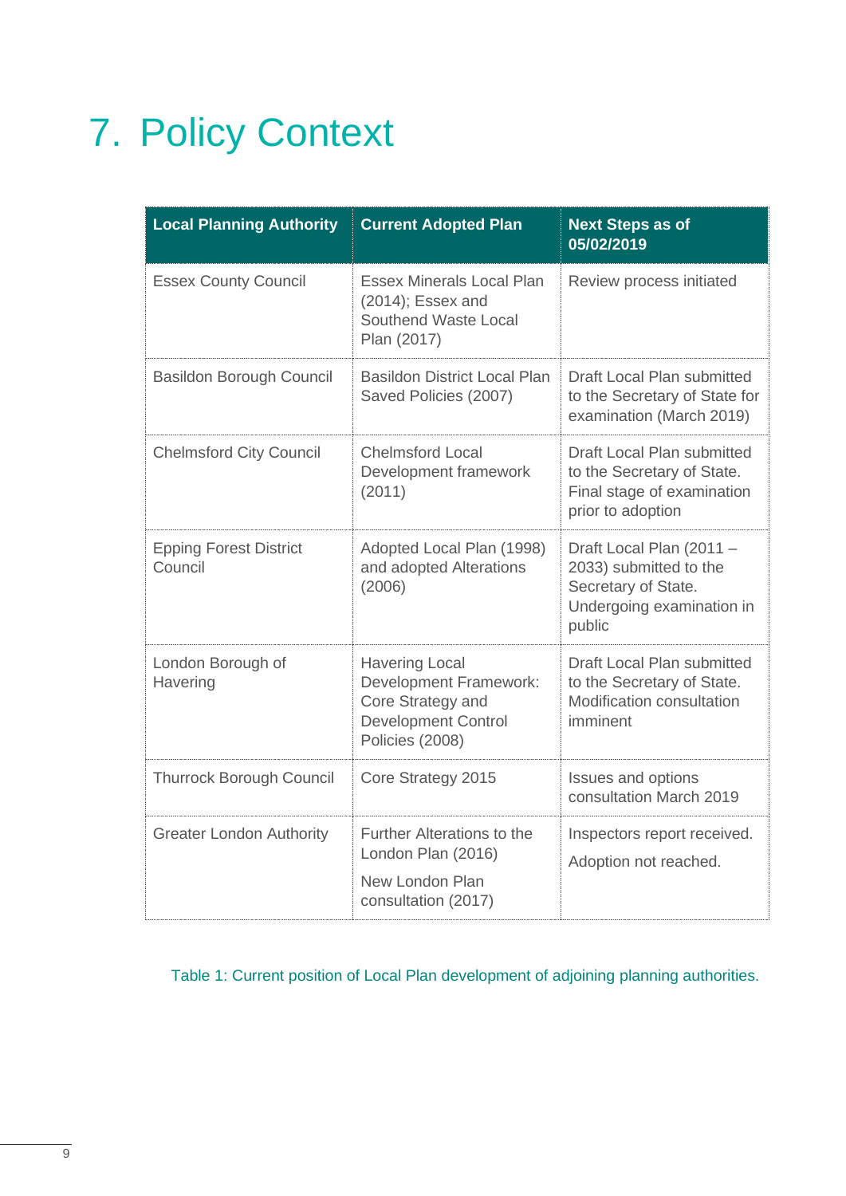# 7. Policy Context

| Local Planning Authority | Current Adopted Plan | Next Steps as of 05/02/2019 |
|---|---|---|
| Essex County Council | Essex Minerals Local Plan (2014); Essex and Southend Waste Local Plan (2017) | Review process initiated |
| Basildon Borough Council | Basildon District Local Plan Saved Policies (2007) | Draft Local Plan submitted to the Secretary of State for examination (March 2019) |
| Chelmsford City Council | Chelmsford Local Development framework (2011) | Draft Local Plan submitted to the Secretary of State. Final stage of examination prior to adoption |
| Epping Forest District Council | Adopted Local Plan (1998) and adopted Alterations (2006) | Draft Local Plan (2011 – 2033) submitted to the Secretary of State. Undergoing examination in public |
| London Borough of Havering | Havering Local Development Framework: Core Strategy and Development Control Policies (2008) | Draft Local Plan submitted to the Secretary of State. Modification consultation imminent |
| Thurrock Borough Council | Core Strategy 2015 | Issues and options consultation March 2019 |
| Greater London Authority | Further Alterations to the London Plan (2016)<br>New London Plan consultation (2017) | Inspectors report received.<br>Adoption not reached. |

Table 1: Current position of Local Plan development of adjoining planning authorities.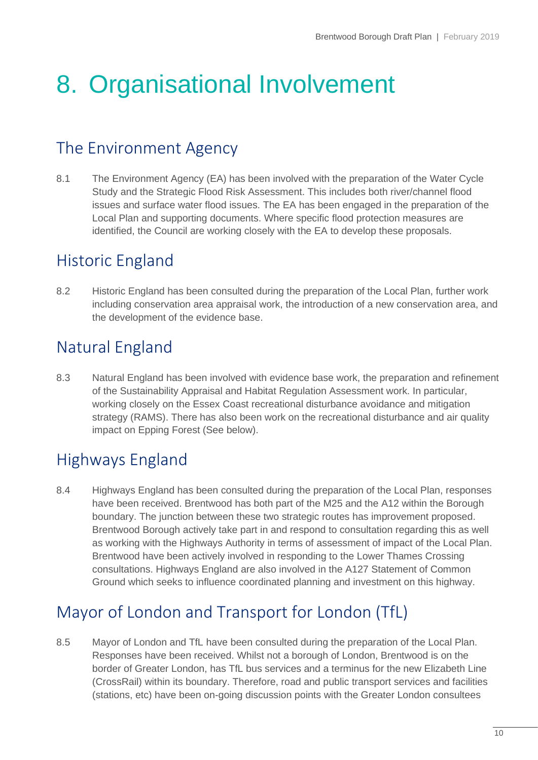# 8. Organisational Involvement

## The Environment Agency

8.1 The Environment Agency (EA) has been involved with the preparation of the Water Cycle Study and the Strategic Flood Risk Assessment. This includes both river/channel flood issues and surface water flood issues. The EA has been engaged in the preparation of the Local Plan and supporting documents. Where specific flood protection measures are identified, the Council are working closely with the EA to develop these proposals.

## Historic England

8.2 Historic England has been consulted during the preparation of the Local Plan, further work including conservation area appraisal work, the introduction of a new conservation area, and the development of the evidence base.

## Natural England

8.3 Natural England has been involved with evidence base work, the preparation and refinement of the Sustainability Appraisal and Habitat Regulation Assessment work. In particular, working closely on the Essex Coast recreational disturbance avoidance and mitigation strategy (RAMS). There has also been work on the recreational disturbance and air quality impact on Epping Forest (See below).

## Highways England

8.4 Highways England has been consulted during the preparation of the Local Plan, responses have been received. Brentwood has both part of the M25 and the A12 within the Borough boundary. The junction between these two strategic routes has improvement proposed. Brentwood Borough actively take part in and respond to consultation regarding this as well as working with the Highways Authority in terms of assessment of impact of the Local Plan. Brentwood have been actively involved in responding to the Lower Thames Crossing consultations. Highways England are also involved in the A127 Statement of Common Ground which seeks to influence coordinated planning and investment on this highway.

## Mayor of London and Transport for London (TfL)

8.5 Mayor of London and TfL have been consulted during the preparation of the Local Plan. Responses have been received. Whilst not a borough of London, Brentwood is on the border of Greater London, has TfL bus services and a terminus for the new Elizabeth Line (CrossRail) within its boundary. Therefore, road and public transport services and facilities (stations, etc) have been on-going discussion points with the Greater London consultees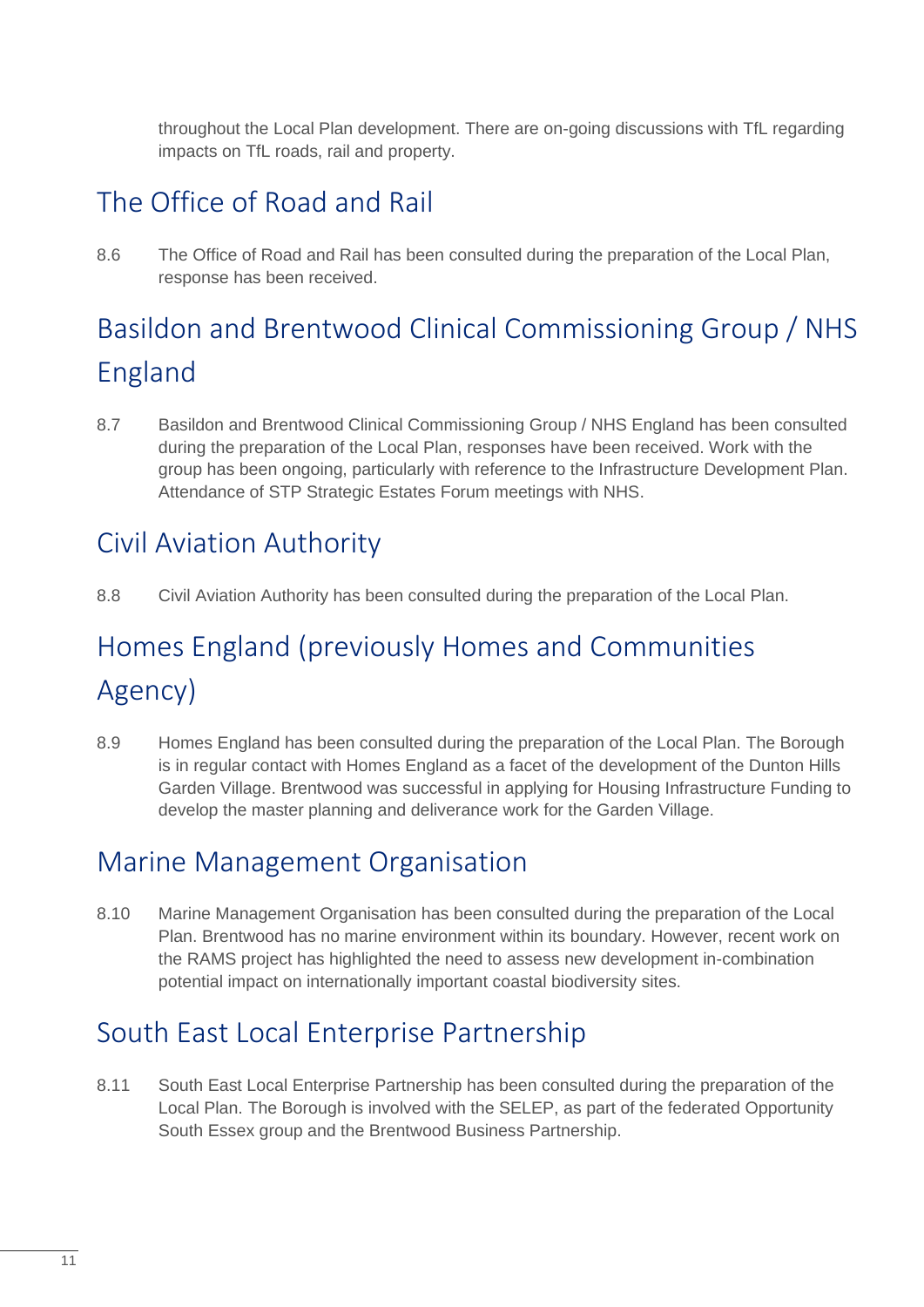throughout the Local Plan development. There are on-going discussions with TfL regarding impacts on TfL roads, rail and property.

## The Office of Road and Rail

8.6 The Office of Road and Rail has been consulted during the preparation of the Local Plan, response has been received.

## Basildon and Brentwood Clinical Commissioning Group / NHS England

8.7 Basildon and Brentwood Clinical Commissioning Group / NHS England has been consulted during the preparation of the Local Plan, responses have been received. Work with the group has been ongoing, particularly with reference to the Infrastructure Development Plan. Attendance of STP Strategic Estates Forum meetings with NHS.

## Civil Aviation Authority

8.8 Civil Aviation Authority has been consulted during the preparation of the Local Plan.

## Homes England (previously Homes and Communities Agency)

8.9 Homes England has been consulted during the preparation of the Local Plan. The Borough is in regular contact with Homes England as a facet of the development of the Dunton Hills Garden Village. Brentwood was successful in applying for Housing Infrastructure Funding to develop the master planning and deliverance work for the Garden Village.

## Marine Management Organisation

8.10 Marine Management Organisation has been consulted during the preparation of the Local Plan. Brentwood has no marine environment within its boundary. However, recent work on the RAMS project has highlighted the need to assess new development in-combination potential impact on internationally important coastal biodiversity sites.

## South East Local Enterprise Partnership

8.11 South East Local Enterprise Partnership has been consulted during the preparation of the Local Plan. The Borough is involved with the SELEP, as part of the federated Opportunity South Essex group and the Brentwood Business Partnership.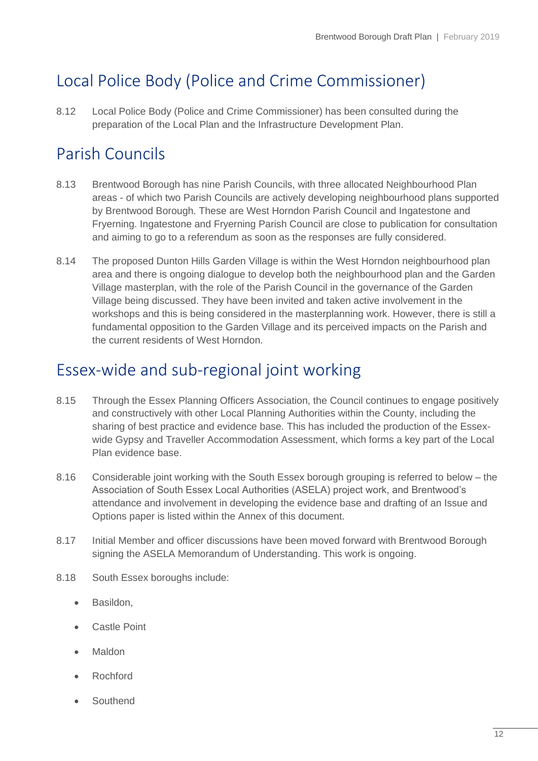## Local Police Body (Police and Crime Commissioner)

8.12 Local Police Body (Police and Crime Commissioner) has been consulted during the preparation of the Local Plan and the Infrastructure Development Plan.

## Parish Councils

8.13 Brentwood Borough has nine Parish Councils, with three allocated Neighbourhood Plan areas - of which two Parish Councils are actively developing neighbourhood plans supported by Brentwood Borough. These are West Horndon Parish Council and Ingatestone and Fryerning. Ingatestone and Fryerning Parish Council are close to publication for consultation and aiming to go to a referendum as soon as the responses are fully considered.

8.14 The proposed Dunton Hills Garden Village is within the West Horndon neighbourhood plan area and there is ongoing dialogue to develop both the neighbourhood plan and the Garden Village masterplan, with the role of the Parish Council in the governance of the Garden Village being discussed. They have been invited and taken active involvement in the workshops and this is being considered in the masterplanning work. However, there is still a fundamental opposition to the Garden Village and its perceived impacts on the Parish and the current residents of West Horndon.

## Essex-wide and sub-regional joint working

8.15 Through the Essex Planning Officers Association, the Council continues to engage positively and constructively with other Local Planning Authorities within the County, including the sharing of best practice and evidence base. This has included the production of the Essex-wide Gypsy and Traveller Accommodation Assessment, which forms a key part of the Local Plan evidence base.

8.16 Considerable joint working with the South Essex borough grouping is referred to below – the Association of South Essex Local Authorities (ASELA) project work, and Brentwood's attendance and involvement in developing the evidence base and drafting of an Issue and Options paper is listed within the Annex of this document.

8.17 Initial Member and officer discussions have been moved forward with Brentwood Borough signing the ASELA Memorandum of Understanding. This work is ongoing.

8.18 South Essex boroughs include:

- Basildon,
- Castle Point
- Maldon
- Rochford
- Southend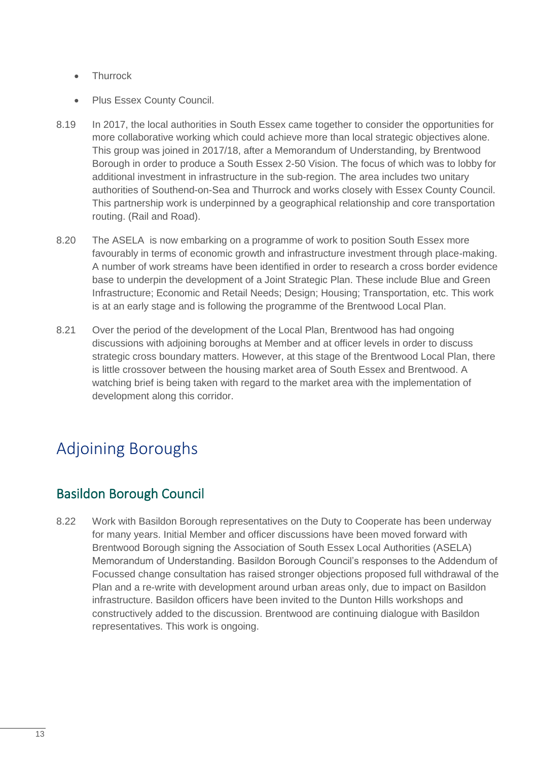- Thurrock
- Plus Essex County Council.

8.19 In 2017, the local authorities in South Essex came together to consider the opportunities for more collaborative working which could achieve more than local strategic objectives alone. This group was joined in 2017/18, after a Memorandum of Understanding, by Brentwood Borough in order to produce a South Essex 2-50 Vision. The focus of which was to lobby for additional investment in infrastructure in the sub-region. The area includes two unitary authorities of Southend-on-Sea and Thurrock and works closely with Essex County Council. This partnership work is underpinned by a geographical relationship and core transportation routing. (Rail and Road).

8.20 The ASELA is now embarking on a programme of work to position South Essex more favourably in terms of economic growth and infrastructure investment through place-making. A number of work streams have been identified in order to research a cross border evidence base to underpin the development of a Joint Strategic Plan. These include Blue and Green Infrastructure; Economic and Retail Needs; Design; Housing; Transportation, etc. This work is at an early stage and is following the programme of the Brentwood Local Plan.

8.21 Over the period of the development of the Local Plan, Brentwood has had ongoing discussions with adjoining boroughs at Member and at officer levels in order to discuss strategic cross boundary matters. However, at this stage of the Brentwood Local Plan, there is little crossover between the housing market area of South Essex and Brentwood. A watching brief is being taken with regard to the market area with the implementation of development along this corridor.

# Adjoining Boroughs

## Basildon Borough Council

8.22 Work with Basildon Borough representatives on the Duty to Cooperate has been underway for many years. Initial Member and officer discussions have been moved forward with Brentwood Borough signing the Association of South Essex Local Authorities (ASELA) Memorandum of Understanding. Basildon Borough Council's responses to the Addendum of Focussed change consultation has raised stronger objections proposed full withdrawal of the Plan and a re-write with development around urban areas only, due to impact on Basildon infrastructure. Basildon officers have been invited to the Dunton Hills workshops and constructively added to the discussion. Brentwood are continuing dialogue with Basildon representatives. This work is ongoing.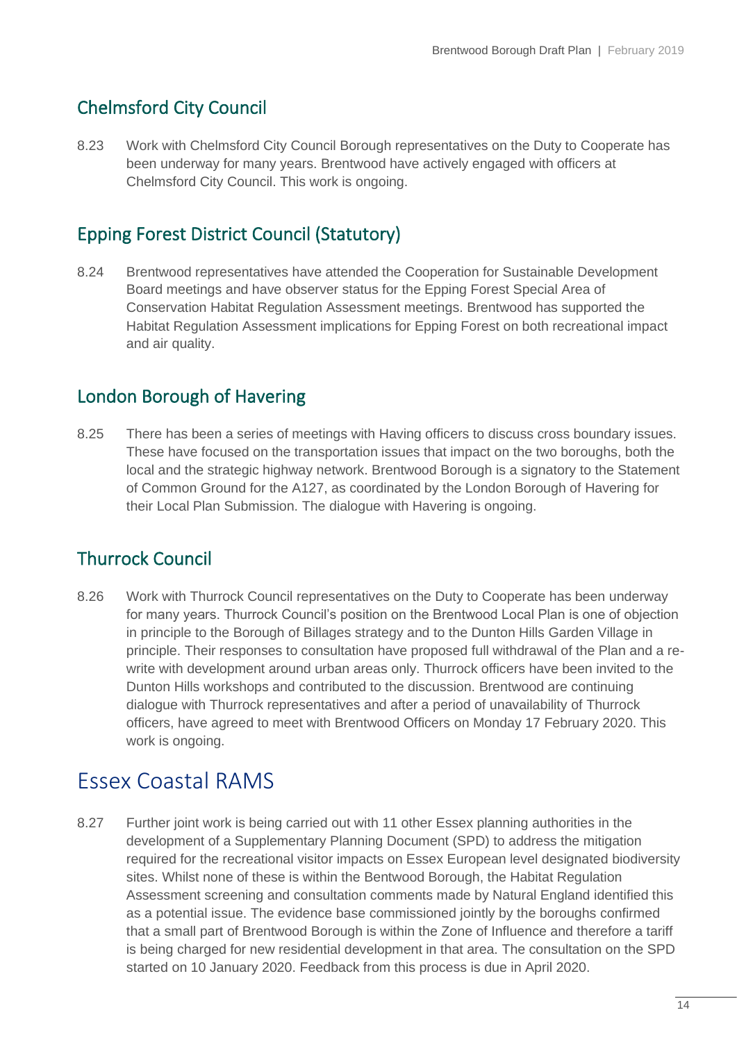## Chelmsford City Council

8.23 Work with Chelmsford City Council Borough representatives on the Duty to Cooperate has been underway for many years. Brentwood have actively engaged with officers at Chelmsford City Council. This work is ongoing.

## Epping Forest District Council (Statutory)

8.24 Brentwood representatives have attended the Cooperation for Sustainable Development Board meetings and have observer status for the Epping Forest Special Area of Conservation Habitat Regulation Assessment meetings. Brentwood has supported the Habitat Regulation Assessment implications for Epping Forest on both recreational impact and air quality.

## London Borough of Havering

8.25 There has been a series of meetings with Having officers to discuss cross boundary issues. These have focused on the transportation issues that impact on the two boroughs, both the local and the strategic highway network. Brentwood Borough is a signatory to the Statement of Common Ground for the A127, as coordinated by the London Borough of Havering for their Local Plan Submission. The dialogue with Havering is ongoing.

## Thurrock Council

8.26 Work with Thurrock Council representatives on the Duty to Cooperate has been underway for many years. Thurrock Council's position on the Brentwood Local Plan is one of objection in principle to the Borough of Billages strategy and to the Dunton Hills Garden Village in principle. Their responses to consultation have proposed full withdrawal of the Plan and a re-write with development around urban areas only. Thurrock officers have been invited to the Dunton Hills workshops and contributed to the discussion. Brentwood are continuing dialogue with Thurrock representatives and after a period of unavailability of Thurrock officers, have agreed to meet with Brentwood Officers on Monday 17 February 2020. This work is ongoing.

# Essex Coastal RAMS

8.27 Further joint work is being carried out with 11 other Essex planning authorities in the development of a Supplementary Planning Document (SPD) to address the mitigation required for the recreational visitor impacts on Essex European level designated biodiversity sites. Whilst none of these is within the Bentwood Borough, the Habitat Regulation Assessment screening and consultation comments made by Natural England identified this as a potential issue. The evidence base commissioned jointly by the boroughs confirmed that a small part of Brentwood Borough is within the Zone of Influence and therefore a tariff is being charged for new residential development in that area. The consultation on the SPD started on 10 January 2020. Feedback from this process is due in April 2020.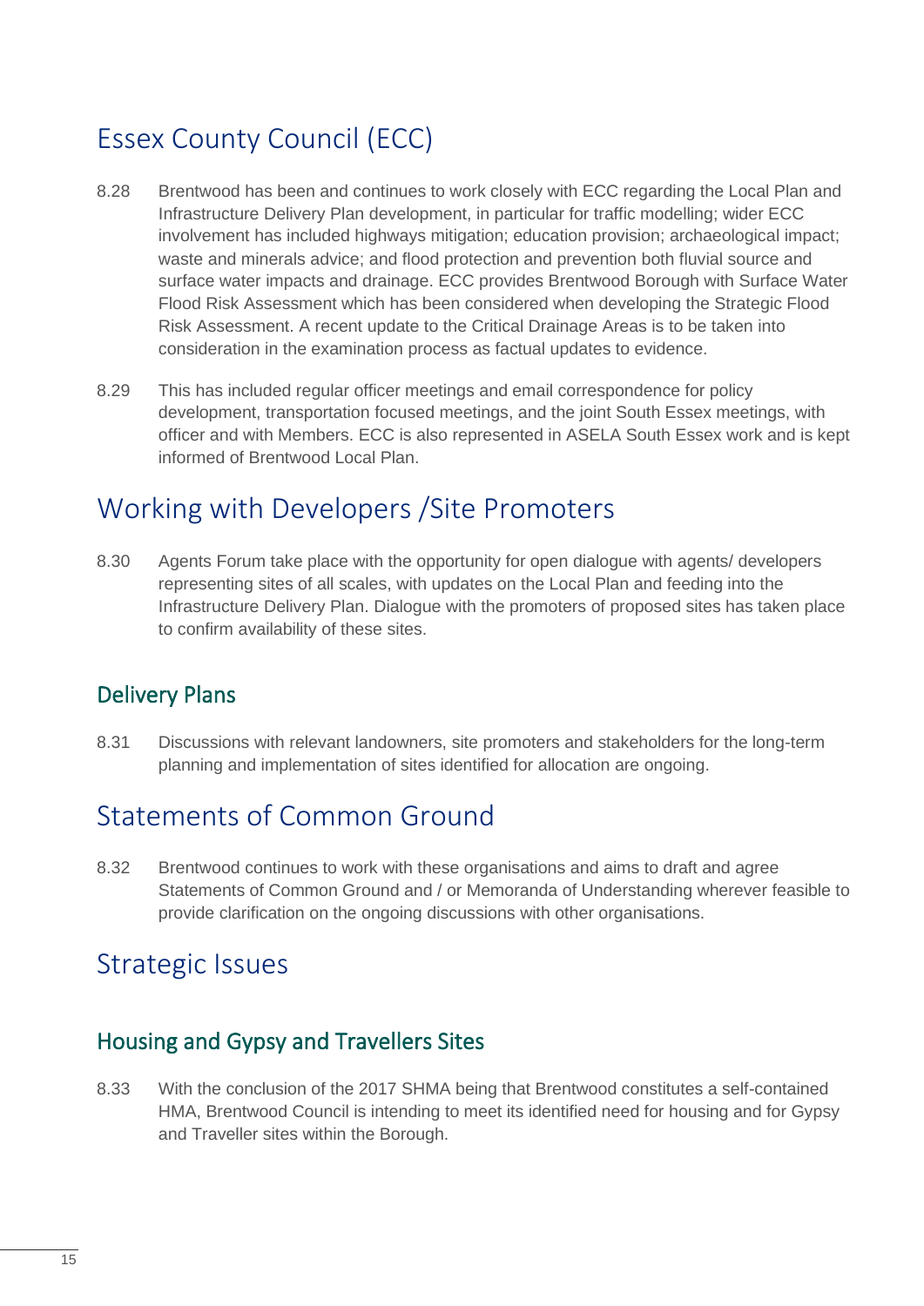## Essex County Council (ECC)

8.28 Brentwood has been and continues to work closely with ECC regarding the Local Plan and Infrastructure Delivery Plan development, in particular for traffic modelling; wider ECC involvement has included highways mitigation; education provision; archaeological impact; waste and minerals advice; and flood protection and prevention both fluvial source and surface water impacts and drainage. ECC provides Brentwood Borough with Surface Water Flood Risk Assessment which has been considered when developing the Strategic Flood Risk Assessment. A recent update to the Critical Drainage Areas is to be taken into consideration in the examination process as factual updates to evidence.

8.29 This has included regular officer meetings and email correspondence for policy development, transportation focused meetings, and the joint South Essex meetings, with officer and with Members. ECC is also represented in ASELA South Essex work and is kept informed of Brentwood Local Plan.

## Working with Developers /Site Promoters

8.30 Agents Forum take place with the opportunity for open dialogue with agents/ developers representing sites of all scales, with updates on the Local Plan and feeding into the Infrastructure Delivery Plan. Dialogue with the promoters of proposed sites has taken place to confirm availability of these sites.

### Delivery Plans

8.31 Discussions with relevant landowners, site promoters and stakeholders for the long-term planning and implementation of sites identified for allocation are ongoing.

## Statements of Common Ground

8.32 Brentwood continues to work with these organisations and aims to draft and agree Statements of Common Ground and / or Memoranda of Understanding wherever feasible to provide clarification on the ongoing discussions with other organisations.

## Strategic Issues

### Housing and Gypsy and Travellers Sites

8.33 With the conclusion of the 2017 SHMA being that Brentwood constitutes a self-contained HMA, Brentwood Council is intending to meet its identified need for housing and for Gypsy and Traveller sites within the Borough.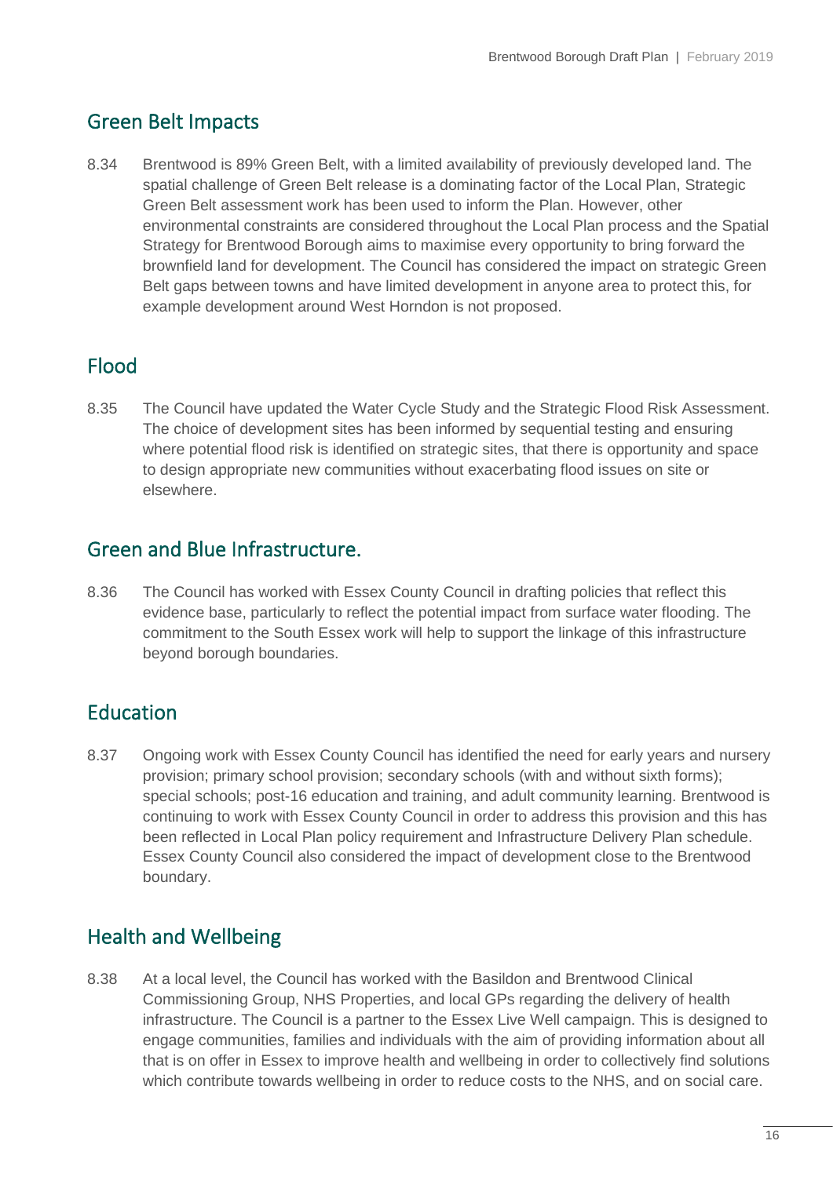## Green Belt Impacts

8.34 Brentwood is 89% Green Belt, with a limited availability of previously developed land. The spatial challenge of Green Belt release is a dominating factor of the Local Plan, Strategic Green Belt assessment work has been used to inform the Plan. However, other environmental constraints are considered throughout the Local Plan process and the Spatial Strategy for Brentwood Borough aims to maximise every opportunity to bring forward the brownfield land for development. The Council has considered the impact on strategic Green Belt gaps between towns and have limited development in anyone area to protect this, for example development around West Horndon is not proposed.

## Flood

8.35 The Council have updated the Water Cycle Study and the Strategic Flood Risk Assessment. The choice of development sites has been informed by sequential testing and ensuring where potential flood risk is identified on strategic sites, that there is opportunity and space to design appropriate new communities without exacerbating flood issues on site or elsewhere.

## Green and Blue Infrastructure.

8.36 The Council has worked with Essex County Council in drafting policies that reflect this evidence base, particularly to reflect the potential impact from surface water flooding. The commitment to the South Essex work will help to support the linkage of this infrastructure beyond borough boundaries.

## Education

8.37 Ongoing work with Essex County Council has identified the need for early years and nursery provision; primary school provision; secondary schools (with and without sixth forms); special schools; post-16 education and training, and adult community learning. Brentwood is continuing to work with Essex County Council in order to address this provision and this has been reflected in Local Plan policy requirement and Infrastructure Delivery Plan schedule. Essex County Council also considered the impact of development close to the Brentwood boundary.

## Health and Wellbeing

8.38 At a local level, the Council has worked with the Basildon and Brentwood Clinical Commissioning Group, NHS Properties, and local GPs regarding the delivery of health infrastructure. The Council is a partner to the Essex Live Well campaign. This is designed to engage communities, families and individuals with the aim of providing information about all that is on offer in Essex to improve health and wellbeing in order to collectively find solutions which contribute towards wellbeing in order to reduce costs to the NHS, and on social care.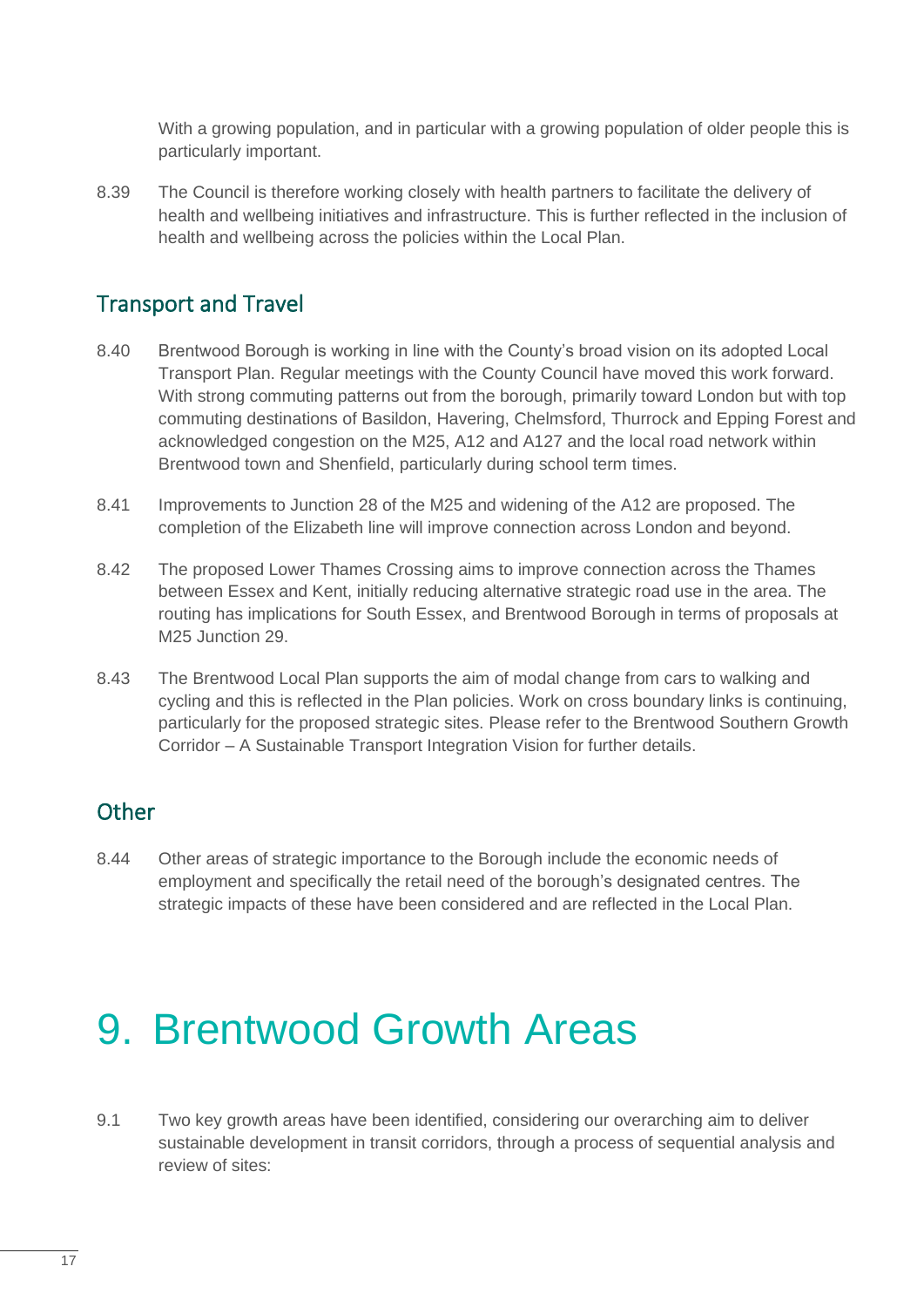With a growing population, and in particular with a growing population of older people this is particularly important.

8.39 The Council is therefore working closely with health partners to facilitate the delivery of health and wellbeing initiatives and infrastructure. This is further reflected in the inclusion of health and wellbeing across the policies within the Local Plan.

## Transport and Travel

8.40 Brentwood Borough is working in line with the County's broad vision on its adopted Local Transport Plan. Regular meetings with the County Council have moved this work forward. With strong commuting patterns out from the borough, primarily toward London but with top commuting destinations of Basildon, Havering, Chelmsford, Thurrock and Epping Forest and acknowledged congestion on the M25, A12 and A127 and the local road network within Brentwood town and Shenfield, particularly during school term times.

8.41 Improvements to Junction 28 of the M25 and widening of the A12 are proposed. The completion of the Elizabeth line will improve connection across London and beyond.

8.42 The proposed Lower Thames Crossing aims to improve connection across the Thames between Essex and Kent, initially reducing alternative strategic road use in the area. The routing has implications for South Essex, and Brentwood Borough in terms of proposals at M25 Junction 29.

8.43 The Brentwood Local Plan supports the aim of modal change from cars to walking and cycling and this is reflected in the Plan policies. Work on cross boundary links is continuing, particularly for the proposed strategic sites. Please refer to the Brentwood Southern Growth Corridor – A Sustainable Transport Integration Vision for further details.

## Other

8.44 Other areas of strategic importance to the Borough include the economic needs of employment and specifically the retail need of the borough's designated centres. The strategic impacts of these have been considered and are reflected in the Local Plan.

# 9. Brentwood Growth Areas

9.1 Two key growth areas have been identified, considering our overarching aim to deliver sustainable development in transit corridors, through a process of sequential analysis and review of sites: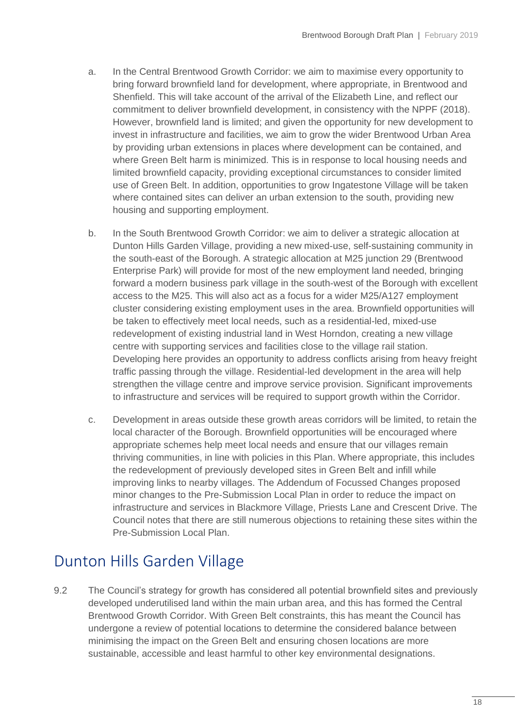a. In the Central Brentwood Growth Corridor: we aim to maximise every opportunity to bring forward brownfield land for development, where appropriate, in Brentwood and Shenfield. This will take account of the arrival of the Elizabeth Line, and reflect our commitment to deliver brownfield development, in consistency with the NPPF (2018). However, brownfield land is limited; and given the opportunity for new development to invest in infrastructure and facilities, we aim to grow the wider Brentwood Urban Area by providing urban extensions in places where development can be contained, and where Green Belt harm is minimized. This is in response to local housing needs and limited brownfield capacity, providing exceptional circumstances to consider limited use of Green Belt. In addition, opportunities to grow Ingatestone Village will be taken where contained sites can deliver an urban extension to the south, providing new housing and supporting employment.

b. In the South Brentwood Growth Corridor: we aim to deliver a strategic allocation at Dunton Hills Garden Village, providing a new mixed-use, self-sustaining community in the south-east of the Borough. A strategic allocation at M25 junction 29 (Brentwood Enterprise Park) will provide for most of the new employment land needed, bringing forward a modern business park village in the south-west of the Borough with excellent access to the M25. This will also act as a focus for a wider M25/A127 employment cluster considering existing employment uses in the area. Brownfield opportunities will be taken to effectively meet local needs, such as a residential-led, mixed-use redevelopment of existing industrial land in West Horndon, creating a new village centre with supporting services and facilities close to the village rail station. Developing here provides an opportunity to address conflicts arising from heavy freight traffic passing through the village. Residential-led development in the area will help strengthen the village centre and improve service provision. Significant improvements to infrastructure and services will be required to support growth within the Corridor.

c. Development in areas outside these growth areas corridors will be limited, to retain the local character of the Borough. Brownfield opportunities will be encouraged where appropriate schemes help meet local needs and ensure that our villages remain thriving communities, in line with policies in this Plan. Where appropriate, this includes the redevelopment of previously developed sites in Green Belt and infill while improving links to nearby villages. The Addendum of Focussed Changes proposed minor changes to the Pre-Submission Local Plan in order to reduce the impact on infrastructure and services in Blackmore Village, Priests Lane and Crescent Drive. The Council notes that there are still numerous objections to retaining these sites within the Pre-Submission Local Plan.

## Dunton Hills Garden Village

9.2 The Council's strategy for growth has considered all potential brownfield sites and previously developed underutilised land within the main urban area, and this has formed the Central Brentwood Growth Corridor. With Green Belt constraints, this has meant the Council has undergone a review of potential locations to determine the considered balance between minimising the impact on the Green Belt and ensuring chosen locations are more sustainable, accessible and least harmful to other key environmental designations.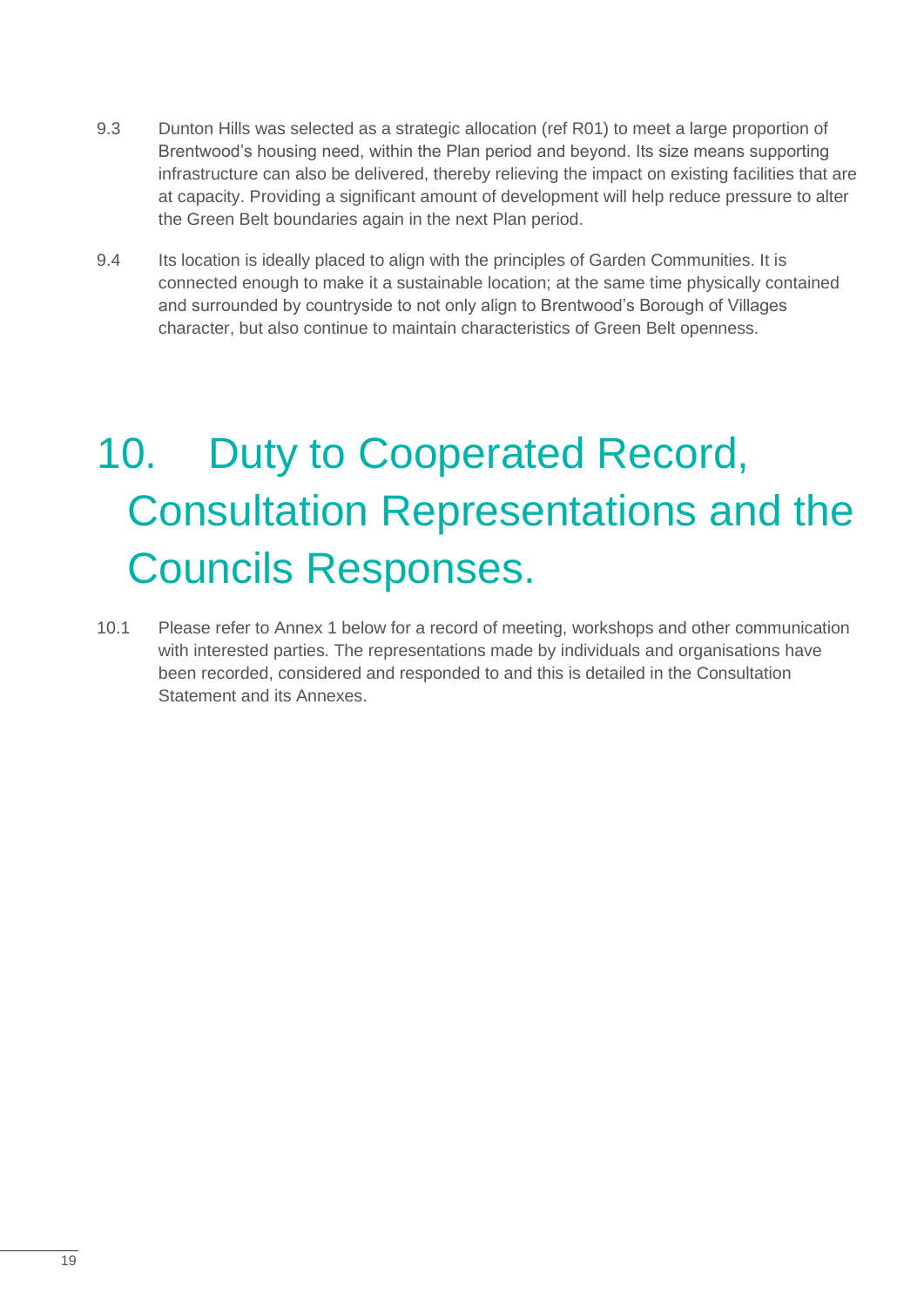9.3 Dunton Hills was selected as a strategic allocation (ref R01) to meet a large proportion of Brentwood's housing need, within the Plan period and beyond. Its size means supporting infrastructure can also be delivered, thereby relieving the impact on existing facilities that are at capacity. Providing a significant amount of development will help reduce pressure to alter the Green Belt boundaries again in the next Plan period.

9.4 Its location is ideally placed to align with the principles of Garden Communities. It is connected enough to make it a sustainable location; at the same time physically contained and surrounded by countryside to not only align to Brentwood's Borough of Villages character, but also continue to maintain characteristics of Green Belt openness.

# 10. Duty to Cooperated Record, Consultation Representations and the Councils Responses.

10.1 Please refer to Annex 1 below for a record of meeting, workshops and other communication with interested parties. The representations made by individuals and organisations have been recorded, considered and responded to and this is detailed in the Consultation Statement and its Annexes.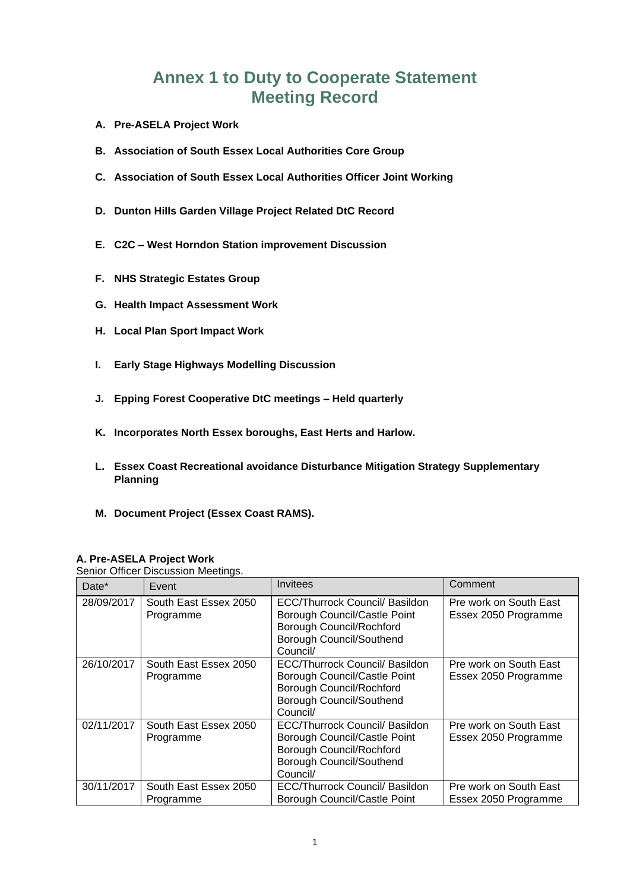# Annex 1 to Duty to Cooperate Statement Meeting Record

A. **Pre-ASELA Project Work**

B. **Association of South Essex Local Authorities Core Group**

C. **Association of South Essex Local Authorities Officer Joint Working**

D. **Dunton Hills Garden Village Project Related DtC Record**

E. **C2C – West Horndon Station improvement Discussion**

F. **NHS Strategic Estates Group**

G. **Health Impact Assessment Work**

H. **Local Plan Sport Impact Work**

I. **Early Stage Highways Modelling Discussion**

J. **Epping Forest Cooperative DtC meetings – Held quarterly**

K. **Incorporates North Essex boroughs, East Herts and Harlow.**

L. **Essex Coast Recreational avoidance Disturbance Mitigation Strategy Supplementary Planning**

M. **Document Project (Essex Coast RAMS).**

**A. Pre-ASELA Project Work**

Senior Officer Discussion Meetings.

| Date* | Event | Invitees | Comment |
|---|---|---|---|
| 28/09/2017 | South East Essex 2050 Programme | ECC/Thurrock Council/ Basildon Borough Council/Castle Point Borough Council/Rochford Borough Council/Southend Council/ | Pre work on South East Essex 2050 Programme |
| 26/10/2017 | South East Essex 2050 Programme | ECC/Thurrock Council/ Basildon Borough Council/Castle Point Borough Council/Rochford Borough Council/Southend Council/ | Pre work on South East Essex 2050 Programme |
| 02/11/2017 | South East Essex 2050 Programme | ECC/Thurrock Council/ Basildon Borough Council/Castle Point Borough Council/Rochford Borough Council/Southend Council/ | Pre work on South East Essex 2050 Programme |
| 30/11/2017 | South East Essex 2050 Programme | ECC/Thurrock Council/ Basildon Borough Council/Castle Point | Pre work on South East Essex 2050 Programme |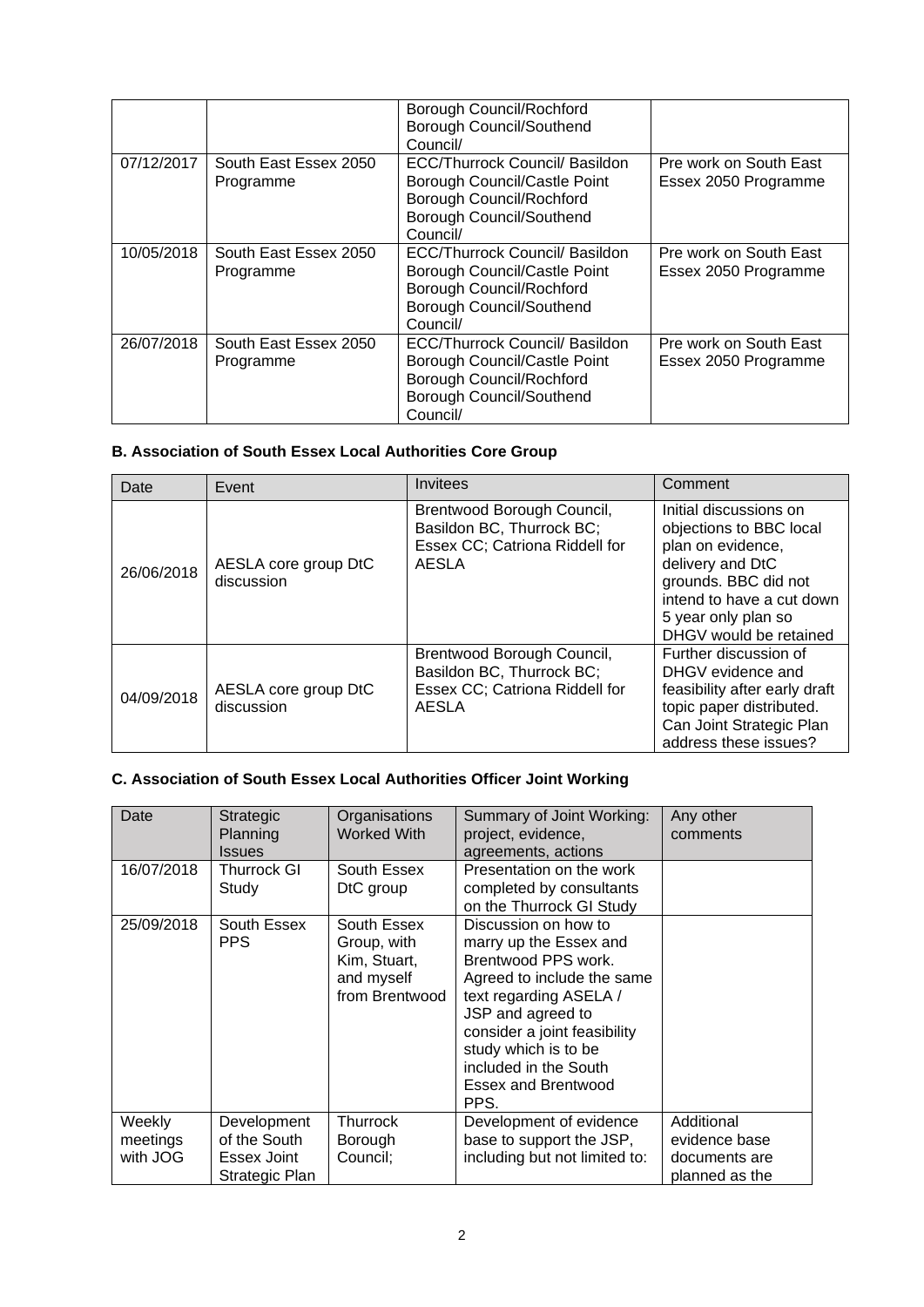| | | Borough Council/Rochford Borough Council/Southend Council/ | |
|---|---|---|---|
| 07/12/2017 | South East Essex 2050 Programme | ECC/Thurrock Council/ Basildon Borough Council/Castle Point Borough Council/Rochford Borough Council/Southend Council/ | Pre work on South East Essex 2050 Programme |
| 10/05/2018 | South East Essex 2050 Programme | ECC/Thurrock Council/ Basildon Borough Council/Castle Point Borough Council/Rochford Borough Council/Southend Council/ | Pre work on South East Essex 2050 Programme |
| 26/07/2018 | South East Essex 2050 Programme | ECC/Thurrock Council/ Basildon Borough Council/Castle Point Borough Council/Rochford Borough Council/Southend Council/ | Pre work on South East Essex 2050 Programme |

**B. Association of South Essex Local Authorities Core Group**

| Date | Event | Invitees | Comment |
|---|---|---|---|
| 26/06/2018 | AESLA core group DtC discussion | Brentwood Borough Council, Basildon BC, Thurrock BC; Essex CC; Catriona Riddell for AESLA | Initial discussions on objections to BBC local plan on evidence, delivery and DtC grounds. BBC did not intend to have a cut down 5 year only plan so DHGV would be retained |
| 04/09/2018 | AESLA core group DtC discussion | Brentwood Borough Council, Basildon BC, Thurrock BC; Essex CC; Catriona Riddell for AESLA | Further discussion of DHGV evidence and feasibility after early draft topic paper distributed. Can Joint Strategic Plan address these issues? |

**C. Association of South Essex Local Authorities Officer Joint Working**

| Date | Strategic Planning Issues | Organisations Worked With | Summary of Joint Working: project, evidence, agreements, actions | Any other comments |
|---|---|---|---|---|
| 16/07/2018 | Thurrock GI Study | South Essex DtC group | Presentation on the work completed by consultants on the Thurrock GI Study | |
| 25/09/2018 | South Essex PPS | South Essex Group, with Kim, Stuart, and myself from Brentwood | Discussion on how to marry up the Essex and Brentwood PPS work. Agreed to include the same text regarding ASELA / JSP and agreed to consider a joint feasibility study which is to be included in the South Essex and Brentwood PPS. | |
| Weekly meetings with JOG | Development of the South Essex Joint Strategic Plan | Thurrock Borough Council; | Development of evidence base to support the JSP, including but not limited to: | Additional evidence base documents are planned as the |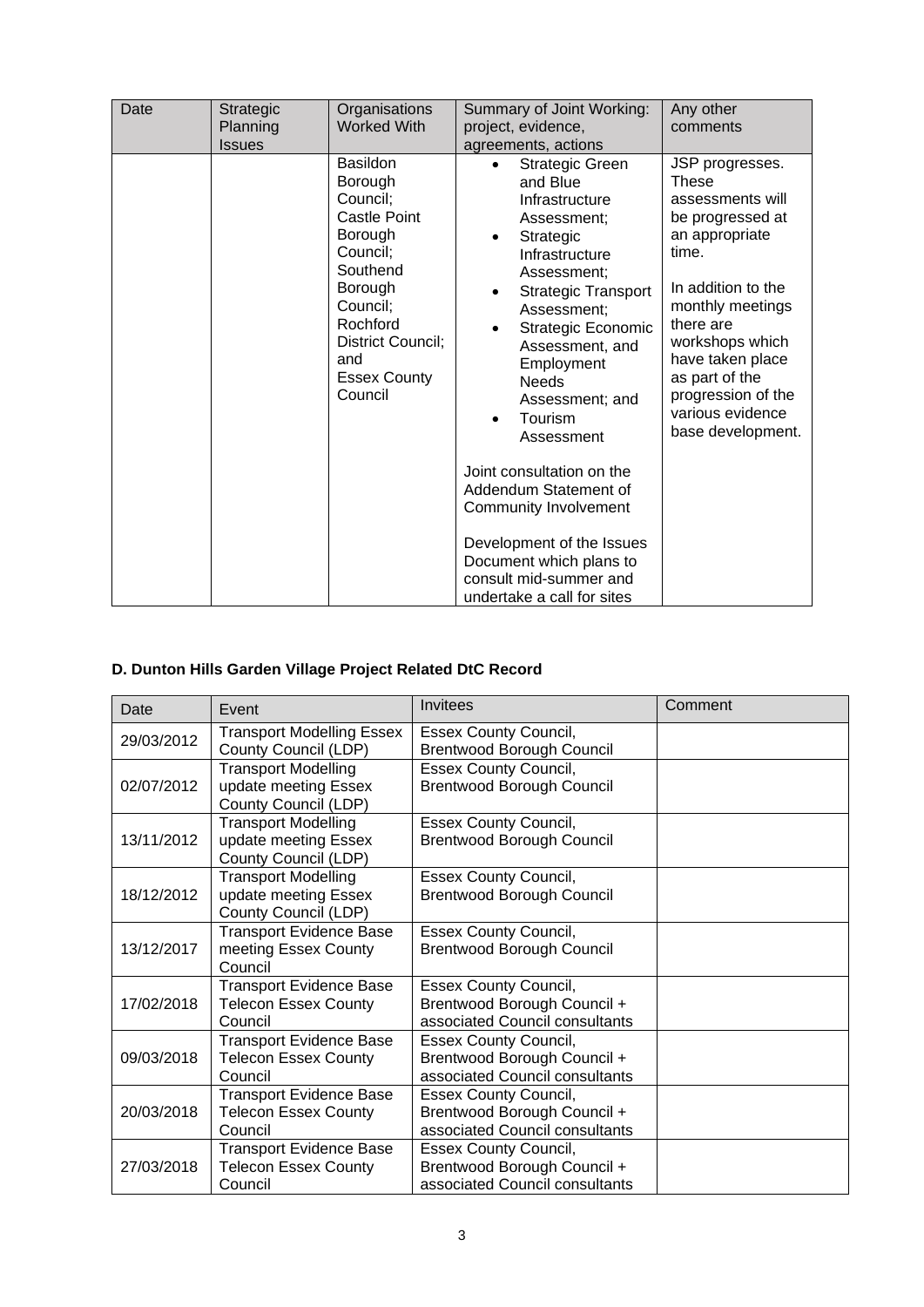| Date | Strategic Planning Issues | Organisations Worked With | Summary of Joint Working: project, evidence, agreements, actions | Any other comments |
|---|---|---|---|---|
| | | Basildon Borough Council; Castle Point Borough Council; Southend Borough Council; Rochford District Council; and Essex County Council | • Strategic Green and Blue Infrastructure Assessment; <br>• Strategic Infrastructure Assessment; <br>• Strategic Transport Assessment; <br>• Strategic Economic Assessment, and Employment Needs Assessment; and <br>• Tourism Assessment <br><br>Joint consultation on the Addendum Statement of Community Involvement <br><br>Development of the Issues Document which plans to consult mid-summer and undertake a call for sites | JSP progresses. These assessments will be progressed at an appropriate time. <br><br>In addition to the monthly meetings there are workshops which have taken place as part of the progression of the various evidence base development. |

### D. Dunton Hills Garden Village Project Related DtC Record

| Date | Event | Invitees | Comment |
|---|---|---|---|
| 29/03/2012 | Transport Modelling Essex County Council (LDP) | Essex County Council, Brentwood Borough Council | |
| 02/07/2012 | Transport Modelling update meeting Essex County Council (LDP) | Essex County Council, Brentwood Borough Council | |
| 13/11/2012 | Transport Modelling update meeting Essex County Council (LDP) | Essex County Council, Brentwood Borough Council | |
| 18/12/2012 | Transport Modelling update meeting Essex County Council (LDP) | Essex County Council, Brentwood Borough Council | |
| 13/12/2017 | Transport Evidence Base meeting Essex County Council | Essex County Council, Brentwood Borough Council | |
| 17/02/2018 | Transport Evidence Base Telecon Essex County Council | Essex County Council, Brentwood Borough Council + associated Council consultants | |
| 09/03/2018 | Transport Evidence Base Telecon Essex County Council | Essex County Council, Brentwood Borough Council + associated Council consultants | |
| 20/03/2018 | Transport Evidence Base Telecon Essex County Council | Essex County Council, Brentwood Borough Council + associated Council consultants | |
| 27/03/2018 | Transport Evidence Base Telecon Essex County Council | Essex County Council, Brentwood Borough Council + associated Council consultants | |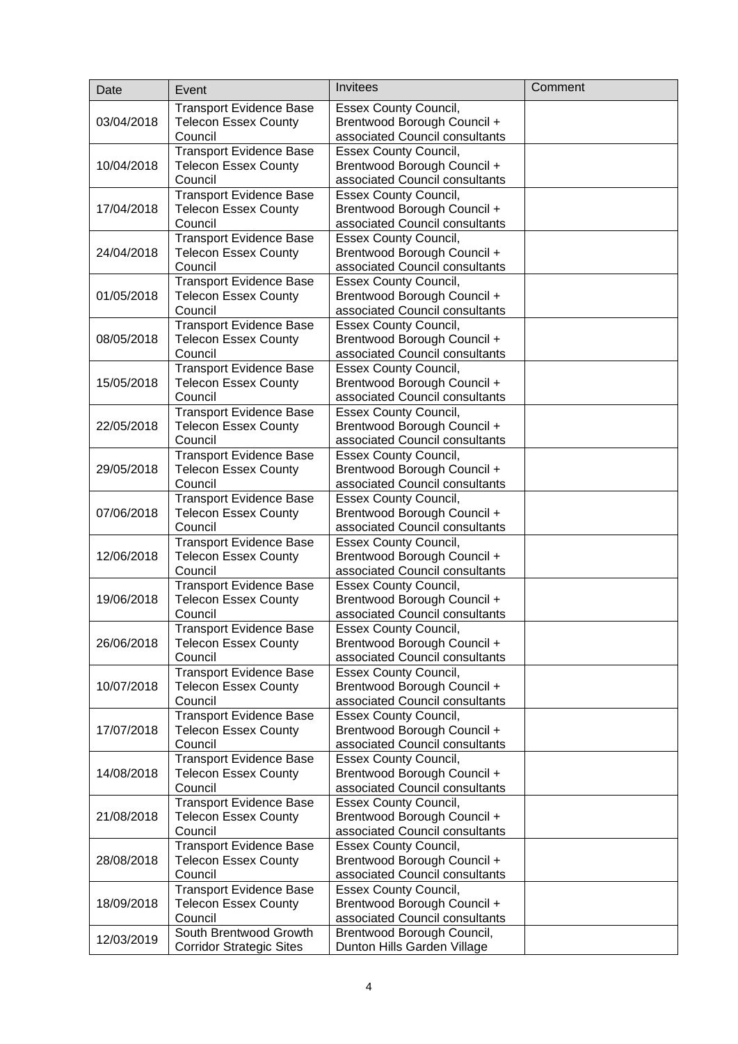| Date | Event | Invitees | Comment |
|---|---|---|---|
| 03/04/2018 | Transport Evidence Base Telecon Essex County Council | Essex County Council, Brentwood Borough Council + associated Council consultants | |
| 10/04/2018 | Transport Evidence Base Telecon Essex County Council | Essex County Council, Brentwood Borough Council + associated Council consultants | |
| 17/04/2018 | Transport Evidence Base Telecon Essex County Council | Essex County Council, Brentwood Borough Council + associated Council consultants | |
| 24/04/2018 | Transport Evidence Base Telecon Essex County Council | Essex County Council, Brentwood Borough Council + associated Council consultants | |
| 01/05/2018 | Transport Evidence Base Telecon Essex County Council | Essex County Council, Brentwood Borough Council + associated Council consultants | |
| 08/05/2018 | Transport Evidence Base Telecon Essex County Council | Essex County Council, Brentwood Borough Council + associated Council consultants | |
| 15/05/2018 | Transport Evidence Base Telecon Essex County Council | Essex County Council, Brentwood Borough Council + associated Council consultants | |
| 22/05/2018 | Transport Evidence Base Telecon Essex County Council | Essex County Council, Brentwood Borough Council + associated Council consultants | |
| 29/05/2018 | Transport Evidence Base Telecon Essex County Council | Essex County Council, Brentwood Borough Council + associated Council consultants | |
| 07/06/2018 | Transport Evidence Base Telecon Essex County Council | Essex County Council, Brentwood Borough Council + associated Council consultants | |
| 12/06/2018 | Transport Evidence Base Telecon Essex County Council | Essex County Council, Brentwood Borough Council + associated Council consultants | |
| 19/06/2018 | Transport Evidence Base Telecon Essex County Council | Essex County Council, Brentwood Borough Council + associated Council consultants | |
| 26/06/2018 | Transport Evidence Base Telecon Essex County Council | Essex County Council, Brentwood Borough Council + associated Council consultants | |
| 10/07/2018 | Transport Evidence Base Telecon Essex County Council | Essex County Council, Brentwood Borough Council + associated Council consultants | |
| 17/07/2018 | Transport Evidence Base Telecon Essex County Council | Essex County Council, Brentwood Borough Council + associated Council consultants | |
| 14/08/2018 | Transport Evidence Base Telecon Essex County Council | Essex County Council, Brentwood Borough Council + associated Council consultants | |
| 21/08/2018 | Transport Evidence Base Telecon Essex County Council | Essex County Council, Brentwood Borough Council + associated Council consultants | |
| 28/08/2018 | Transport Evidence Base Telecon Essex County Council | Essex County Council, Brentwood Borough Council + associated Council consultants | |
| 18/09/2018 | Transport Evidence Base Telecon Essex County Council | Essex County Council, Brentwood Borough Council + associated Council consultants | |
| 12/03/2019 | South Brentwood Growth Corridor Strategic Sites | Brentwood Borough Council, Dunton Hills Garden Village | |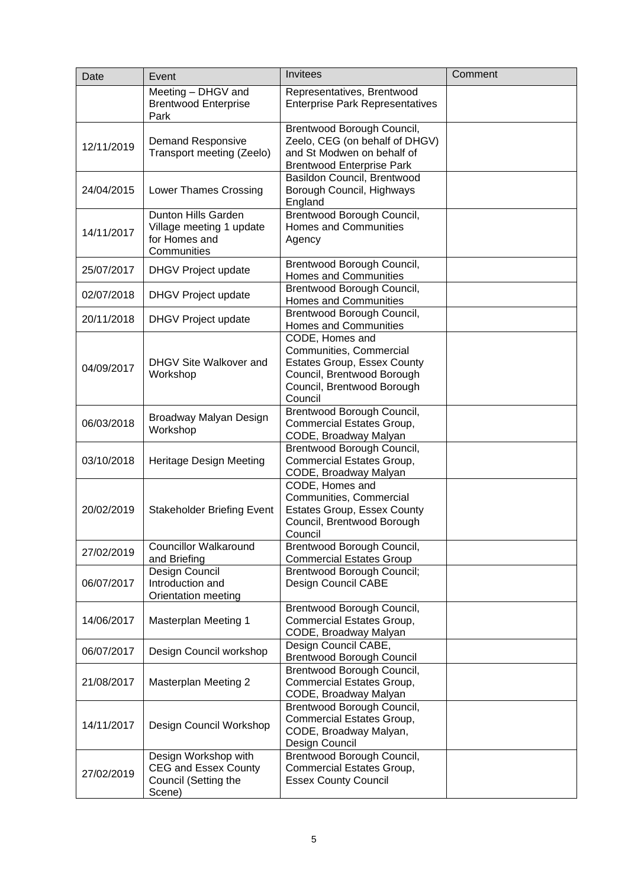| Date | Event | Invitees | Comment |
|---|---|---|---|
| | Meeting – DHGV and Brentwood Enterprise Park | Representatives, Brentwood Enterprise Park Representatives | |
| 12/11/2019 | Demand Responsive Transport meeting (Zeelo) | Brentwood Borough Council, Zeelo, CEG (on behalf of DHGV) and St Modwen on behalf of Brentwood Enterprise Park | |
| 24/04/2015 | Lower Thames Crossing | Basildon Council, Brentwood Borough Council, Highways England | |
| 14/11/2017 | Dunton Hills Garden Village meeting 1 update for Homes and Communities | Brentwood Borough Council, Homes and Communities Agency | |
| 25/07/2017 | DHGV Project update | Brentwood Borough Council, Homes and Communities | |
| 02/07/2018 | DHGV Project update | Brentwood Borough Council, Homes and Communities | |
| 20/11/2018 | DHGV Project update | Brentwood Borough Council, Homes and Communities | |
| 04/09/2017 | DHGV Site Walkover and Workshop | CODE, Homes and Communities, Commercial Estates Group, Essex County Council, Brentwood Borough Council, Brentwood Borough Council | |
| 06/03/2018 | Broadway Malyan Design Workshop | Brentwood Borough Council, Commercial Estates Group, CODE, Broadway Malyan | |
| 03/10/2018 | Heritage Design Meeting | Brentwood Borough Council, Commercial Estates Group, CODE, Broadway Malyan | |
| 20/02/2019 | Stakeholder Briefing Event | CODE, Homes and Communities, Commercial Estates Group, Essex County Council, Brentwood Borough Council | |
| 27/02/2019 | Councillor Walkaround and Briefing | Brentwood Borough Council, Commercial Estates Group | |
| 06/07/2017 | Design Council Introduction and Orientation meeting | Brentwood Borough Council; Design Council CABE | |
| 14/06/2017 | Masterplan Meeting 1 | Brentwood Borough Council, Commercial Estates Group, CODE, Broadway Malyan | |
| 06/07/2017 | Design Council workshop | Design Council CABE, Brentwood Borough Council | |
| 21/08/2017 | Masterplan Meeting 2 | Brentwood Borough Council, Commercial Estates Group, CODE, Broadway Malyan | |
| 14/11/2017 | Design Council Workshop | Brentwood Borough Council, Commercial Estates Group, CODE, Broadway Malyan, Design Council | |
| 27/02/2019 | Design Workshop with CEG and Essex County Council (Setting the Scene) | Brentwood Borough Council, Commercial Estates Group, Essex County Council | |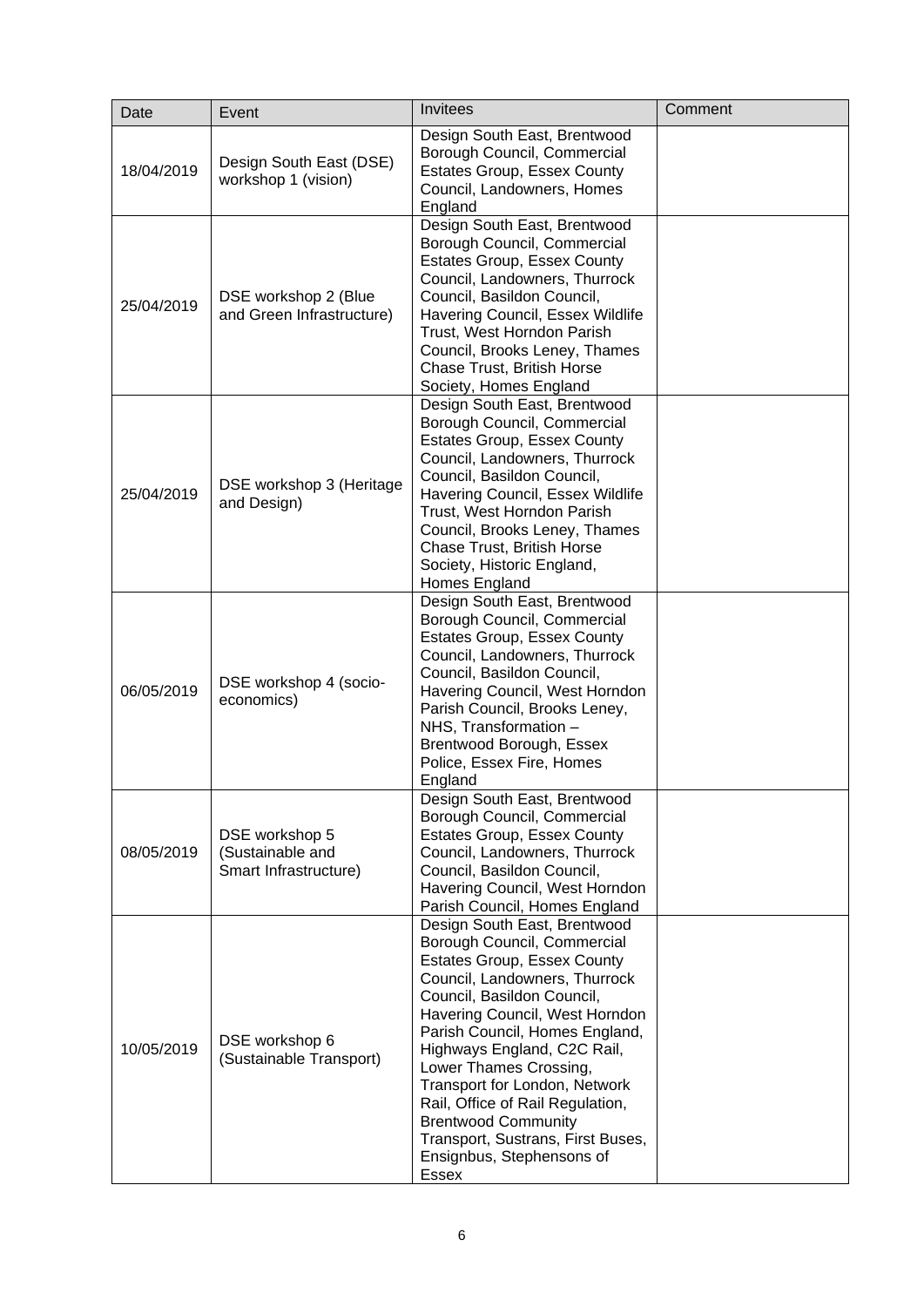| Date | Event | Invitees | Comment |
|---|---|---|---|
| 18/04/2019 | Design South East (DSE) workshop 1 (vision) | Design South East, Brentwood Borough Council, Commercial Estates Group, Essex County Council, Landowners, Homes England | |
| 25/04/2019 | DSE workshop 2 (Blue and Green Infrastructure) | Design South East, Brentwood Borough Council, Commercial Estates Group, Essex County Council, Landowners, Thurrock Council, Basildon Council, Havering Council, Essex Wildlife Trust, West Horndon Parish Council, Brooks Leney, Thames Chase Trust, British Horse Society, Homes England | |
| 25/04/2019 | DSE workshop 3 (Heritage and Design) | Design South East, Brentwood Borough Council, Commercial Estates Group, Essex County Council, Landowners, Thurrock Council, Basildon Council, Havering Council, Essex Wildlife Trust, West Horndon Parish Council, Brooks Leney, Thames Chase Trust, British Horse Society, Historic England, Homes England | |
| 06/05/2019 | DSE workshop 4 (socio-economics) | Design South East, Brentwood Borough Council, Commercial Estates Group, Essex County Council, Landowners, Thurrock Council, Basildon Council, Havering Council, West Horndon Parish Council, Brooks Leney, NHS, Transformation – Brentwood Borough, Essex Police, Essex Fire, Homes England | |
| 08/05/2019 | DSE workshop 5 (Sustainable and Smart Infrastructure) | Design South East, Brentwood Borough Council, Commercial Estates Group, Essex County Council, Landowners, Thurrock Council, Basildon Council, Havering Council, West Horndon Parish Council, Homes England | |
| 10/05/2019 | DSE workshop 6 (Sustainable Transport) | Design South East, Brentwood Borough Council, Commercial Estates Group, Essex County Council, Landowners, Thurrock Council, Basildon Council, Havering Council, West Horndon Parish Council, Homes England, Highways England, C2C Rail, Lower Thames Crossing, Transport for London, Network Rail, Office of Rail Regulation, Brentwood Community Transport, Sustrans, First Buses, Ensignbus, Stephensons of Essex | |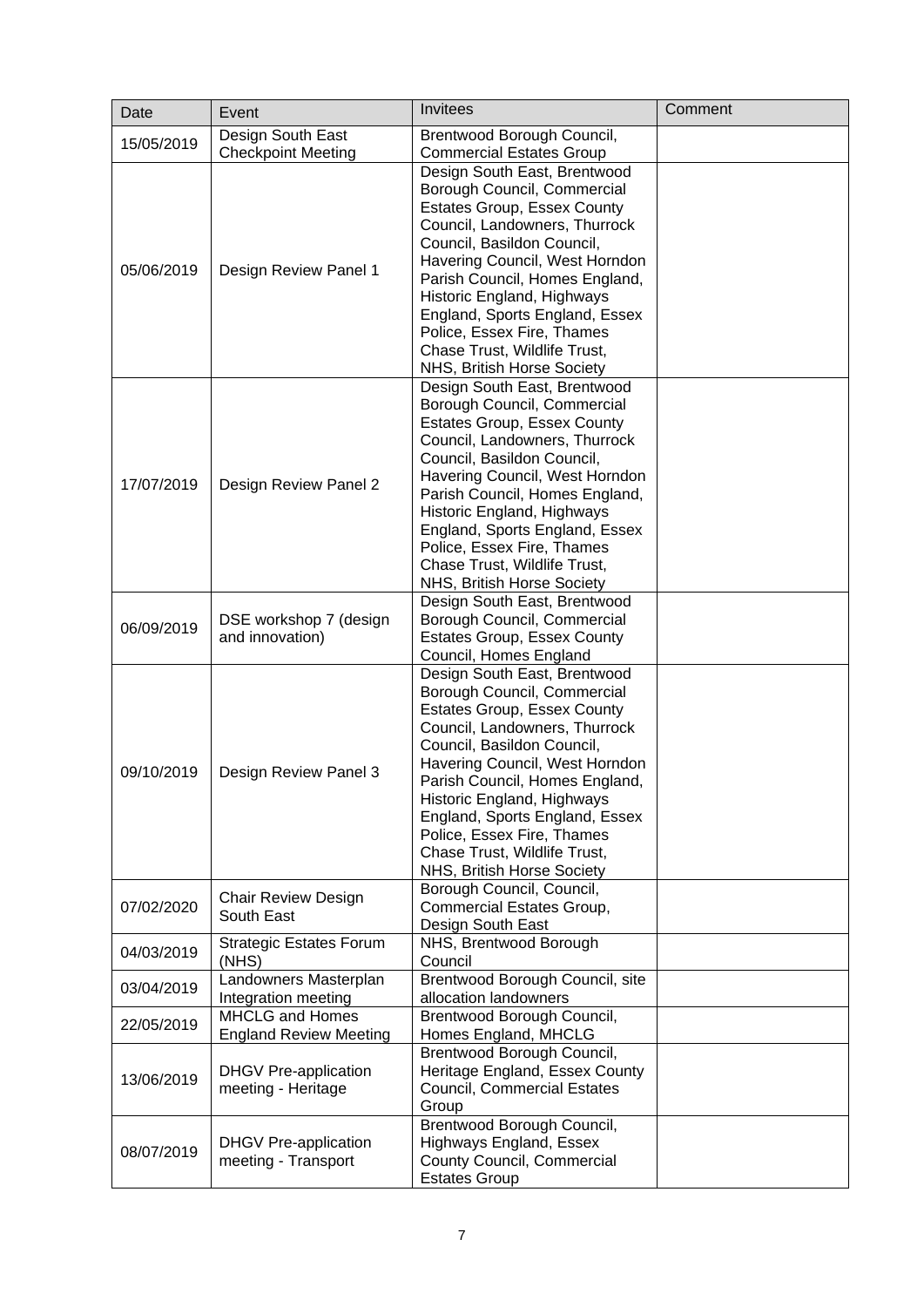| Date | Event | Invitees | Comment |
| --- | --- | --- | --- |
| 15/05/2019 | Design South East Checkpoint Meeting | Brentwood Borough Council, Commercial Estates Group | |
| 05/06/2019 | Design Review Panel 1 | Design South East, Brentwood Borough Council, Commercial Estates Group, Essex County Council, Landowners, Thurrock Council, Basildon Council, Havering Council, West Horndon Parish Council, Homes England, Historic England, Highways England, Sports England, Essex Police, Essex Fire, Thames Chase Trust, Wildlife Trust, NHS, British Horse Society | |
| 17/07/2019 | Design Review Panel 2 | Design South East, Brentwood Borough Council, Commercial Estates Group, Essex County Council, Landowners, Thurrock Council, Basildon Council, Havering Council, West Horndon Parish Council, Homes England, Historic England, Highways England, Sports England, Essex Police, Essex Fire, Thames Chase Trust, Wildlife Trust, NHS, British Horse Society | |
| 06/09/2019 | DSE workshop 7 (design and innovation) | Design South East, Brentwood Borough Council, Commercial Estates Group, Essex County Council, Homes England | |
| 09/10/2019 | Design Review Panel 3 | Design South East, Brentwood Borough Council, Commercial Estates Group, Essex County Council, Landowners, Thurrock Council, Basildon Council, Havering Council, West Horndon Parish Council, Homes England, Historic England, Highways England, Sports England, Essex Police, Essex Fire, Thames Chase Trust, Wildlife Trust, NHS, British Horse Society | |
| 07/02/2020 | Chair Review Design South East | Borough Council, Council, Commercial Estates Group, Design South East | |
| 04/03/2019 | Strategic Estates Forum (NHS) | NHS, Brentwood Borough Council | |
| 03/04/2019 | Landowners Masterplan Integration meeting | Brentwood Borough Council, site allocation landowners | |
| 22/05/2019 | MHCLG and Homes England Review Meeting | Brentwood Borough Council, Homes England, MHCLG | |
| 13/06/2019 | DHGV Pre-application meeting - Heritage | Brentwood Borough Council, Heritage England, Essex County Council, Commercial Estates Group | |
| 08/07/2019 | DHGV Pre-application meeting - Transport | Brentwood Borough Council, Highways England, Essex County Council, Commercial Estates Group | |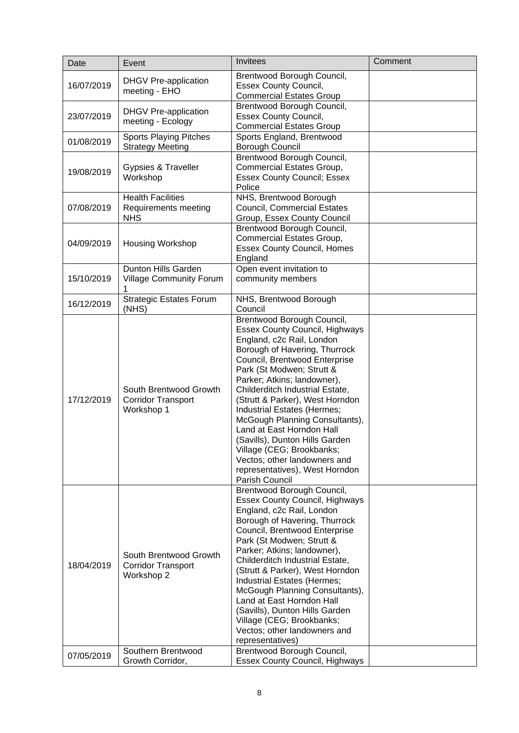| Date | Event | Invitees | Comment |
|---|---|---|---|
| 16/07/2019 | DHGV Pre-application meeting - EHO | Brentwood Borough Council, Essex County Council, Commercial Estates Group | |
| 23/07/2019 | DHGV Pre-application meeting - Ecology | Brentwood Borough Council, Essex County Council, Commercial Estates Group | |
| 01/08/2019 | Sports Playing Pitches Strategy Meeting | Sports England, Brentwood Borough Council | |
| 19/08/2019 | Gypsies & Traveller Workshop | Brentwood Borough Council, Commercial Estates Group, Essex County Council; Essex Police | |
| 07/08/2019 | Health Facilities Requirements meeting NHS | NHS, Brentwood Borough Council, Commercial Estates Group, Essex County Council | |
| 04/09/2019 | Housing Workshop | Brentwood Borough Council, Commercial Estates Group, Essex County Council, Homes England | |
| 15/10/2019 | Dunton Hills Garden Village Community Forum 1 | Open event invitation to community members | |
| 16/12/2019 | Strategic Estates Forum (NHS) | NHS, Brentwood Borough Council | |
| 17/12/2019 | South Brentwood Growth Corridor Transport Workshop 1 | Brentwood Borough Council, Essex County Council, Highways England, c2c Rail, London Borough of Havering, Thurrock Council, Brentwood Enterprise Park (St Modwen; Strutt & Parker; Atkins; landowner), Childerditch Industrial Estate, (Strutt & Parker), West Horndon Industrial Estates (Hermes; McGough Planning Consultants), Land at East Horndon Hall (Savills), Dunton Hills Garden Village (CEG; Brookbanks; Vectos; other landowners and representatives), West Horndon Parish Council | |
| 18/04/2019 | South Brentwood Growth Corridor Transport Workshop 2 | Brentwood Borough Council, Essex County Council, Highways England, c2c Rail, London Borough of Havering, Thurrock Council, Brentwood Enterprise Park (St Modwen; Strutt & Parker; Atkins; landowner), Childerditch Industrial Estate, (Strutt & Parker), West Horndon Industrial Estates (Hermes; McGough Planning Consultants), Land at East Horndon Hall (Savills), Dunton Hills Garden Village (CEG; Brookbanks; Vectos; other landowners and representatives) | |
| 07/05/2019 | Southern Brentwood Growth Corridor, | Brentwood Borough Council, Essex County Council, Highways | |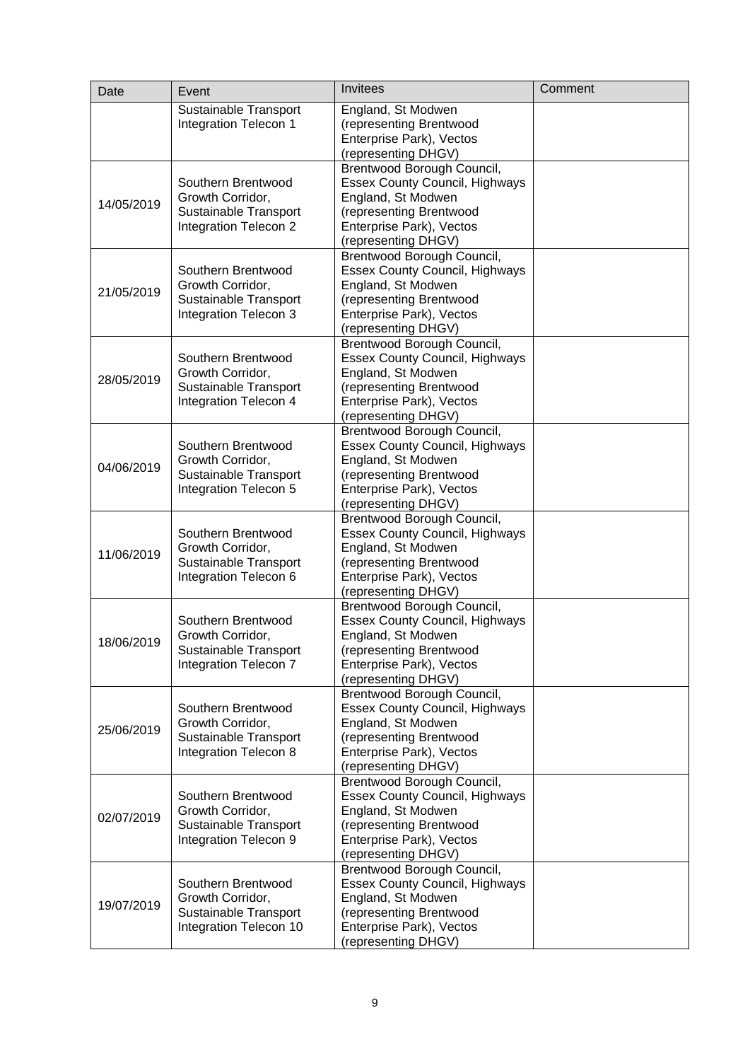| Date | Event | Invitees | Comment |
|---|---|---|---|
| | Sustainable Transport Integration Telecon 1 | England, St Modwen (representing Brentwood Enterprise Park), Vectos (representing DHGV) | |
| 14/05/2019 | Southern Brentwood Growth Corridor, Sustainable Transport Integration Telecon 2 | Brentwood Borough Council, Essex County Council, Highways England, St Modwen (representing Brentwood Enterprise Park), Vectos (representing DHGV) | |
| 21/05/2019 | Southern Brentwood Growth Corridor, Sustainable Transport Integration Telecon 3 | Brentwood Borough Council, Essex County Council, Highways England, St Modwen (representing Brentwood Enterprise Park), Vectos (representing DHGV) | |
| 28/05/2019 | Southern Brentwood Growth Corridor, Sustainable Transport Integration Telecon 4 | Brentwood Borough Council, Essex County Council, Highways England, St Modwen (representing Brentwood Enterprise Park), Vectos (representing DHGV) | |
| 04/06/2019 | Southern Brentwood Growth Corridor, Sustainable Transport Integration Telecon 5 | Brentwood Borough Council, Essex County Council, Highways England, St Modwen (representing Brentwood Enterprise Park), Vectos (representing DHGV) | |
| 11/06/2019 | Southern Brentwood Growth Corridor, Sustainable Transport Integration Telecon 6 | Brentwood Borough Council, Essex County Council, Highways England, St Modwen (representing Brentwood Enterprise Park), Vectos (representing DHGV) | |
| 18/06/2019 | Southern Brentwood Growth Corridor, Sustainable Transport Integration Telecon 7 | Brentwood Borough Council, Essex County Council, Highways England, St Modwen (representing Brentwood Enterprise Park), Vectos (representing DHGV) | |
| 25/06/2019 | Southern Brentwood Growth Corridor, Sustainable Transport Integration Telecon 8 | Brentwood Borough Council, Essex County Council, Highways England, St Modwen (representing Brentwood Enterprise Park), Vectos (representing DHGV) | |
| 02/07/2019 | Southern Brentwood Growth Corridor, Sustainable Transport Integration Telecon 9 | Brentwood Borough Council, Essex County Council, Highways England, St Modwen (representing Brentwood Enterprise Park), Vectos (representing DHGV) | |
| 19/07/2019 | Southern Brentwood Growth Corridor, Sustainable Transport Integration Telecon 10 | Brentwood Borough Council, Essex County Council, Highways England, St Modwen (representing Brentwood Enterprise Park), Vectos (representing DHGV) | |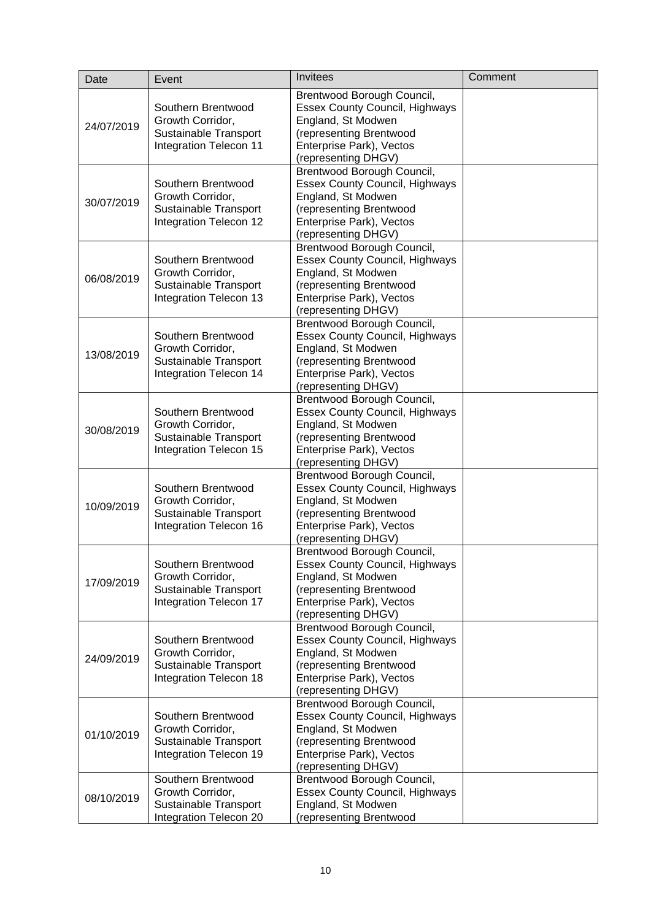| Date | Event | Invitees | Comment |
| --- | --- | --- | --- |
| 24/07/2019 | Southern Brentwood Growth Corridor, Sustainable Transport Integration Telecon 11 | Brentwood Borough Council, Essex County Council, Highways England, St Modwen (representing Brentwood Enterprise Park), Vectos (representing DHGV) | |
| 30/07/2019 | Southern Brentwood Growth Corridor, Sustainable Transport Integration Telecon 12 | Brentwood Borough Council, Essex County Council, Highways England, St Modwen (representing Brentwood Enterprise Park), Vectos (representing DHGV) | |
| 06/08/2019 | Southern Brentwood Growth Corridor, Sustainable Transport Integration Telecon 13 | Brentwood Borough Council, Essex County Council, Highways England, St Modwen (representing Brentwood Enterprise Park), Vectos (representing DHGV) | |
| 13/08/2019 | Southern Brentwood Growth Corridor, Sustainable Transport Integration Telecon 14 | Brentwood Borough Council, Essex County Council, Highways England, St Modwen (representing Brentwood Enterprise Park), Vectos (representing DHGV) | |
| 30/08/2019 | Southern Brentwood Growth Corridor, Sustainable Transport Integration Telecon 15 | Brentwood Borough Council, Essex County Council, Highways England, St Modwen (representing Brentwood Enterprise Park), Vectos (representing DHGV) | |
| 10/09/2019 | Southern Brentwood Growth Corridor, Sustainable Transport Integration Telecon 16 | Brentwood Borough Council, Essex County Council, Highways England, St Modwen (representing Brentwood Enterprise Park), Vectos (representing DHGV) | |
| 17/09/2019 | Southern Brentwood Growth Corridor, Sustainable Transport Integration Telecon 17 | Brentwood Borough Council, Essex County Council, Highways England, St Modwen (representing Brentwood Enterprise Park), Vectos (representing DHGV) | |
| 24/09/2019 | Southern Brentwood Growth Corridor, Sustainable Transport Integration Telecon 18 | Brentwood Borough Council, Essex County Council, Highways England, St Modwen (representing Brentwood Enterprise Park), Vectos (representing DHGV) | |
| 01/10/2019 | Southern Brentwood Growth Corridor, Sustainable Transport Integration Telecon 19 | Brentwood Borough Council, Essex County Council, Highways England, St Modwen (representing Brentwood Enterprise Park), Vectos (representing DHGV) | |
| 08/10/2019 | Southern Brentwood Growth Corridor, Sustainable Transport Integration Telecon 20 | Brentwood Borough Council, Essex County Council, Highways England, St Modwen (representing Brentwood | |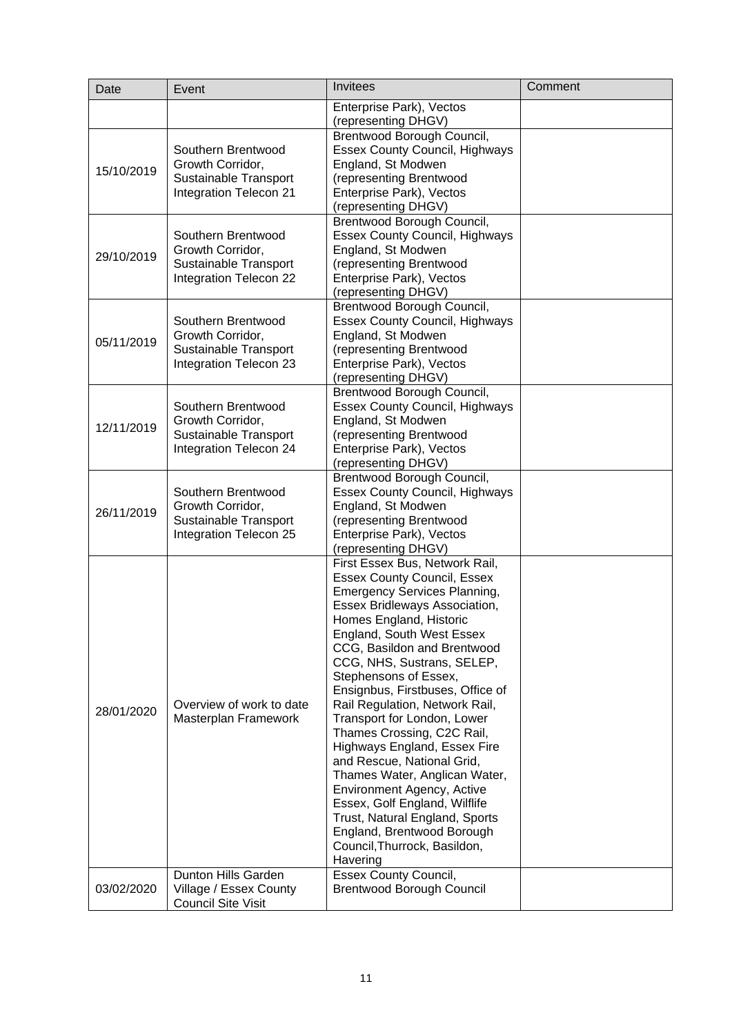| Date | Event | Invitees | Comment |
|---|---|---|---|
| | | Enterprise Park), Vectos (representing DHGV) | |
| 15/10/2019 | Southern Brentwood Growth Corridor, Sustainable Transport Integration Telecon 21 | Brentwood Borough Council, Essex County Council, Highways England, St Modwen (representing Brentwood Enterprise Park), Vectos (representing DHGV) | |
| 29/10/2019 | Southern Brentwood Growth Corridor, Sustainable Transport Integration Telecon 22 | Brentwood Borough Council, Essex County Council, Highways England, St Modwen (representing Brentwood Enterprise Park), Vectos (representing DHGV) | |
| 05/11/2019 | Southern Brentwood Growth Corridor, Sustainable Transport Integration Telecon 23 | Brentwood Borough Council, Essex County Council, Highways England, St Modwen (representing Brentwood Enterprise Park), Vectos (representing DHGV) | |
| 12/11/2019 | Southern Brentwood Growth Corridor, Sustainable Transport Integration Telecon 24 | Brentwood Borough Council, Essex County Council, Highways England, St Modwen (representing Brentwood Enterprise Park), Vectos (representing DHGV) | |
| 26/11/2019 | Southern Brentwood Growth Corridor, Sustainable Transport Integration Telecon 25 | Brentwood Borough Council, Essex County Council, Highways England, St Modwen (representing Brentwood Enterprise Park), Vectos (representing DHGV) | |
| 28/01/2020 | Overview of work to date Masterplan Framework | First Essex Bus, Network Rail, Essex County Council, Essex Emergency Services Planning, Essex Bridleways Association, Homes England, Historic England, South West Essex CCG, Basildon and Brentwood CCG, NHS, Sustrans, SELEP, Stephensons of Essex, Ensignbus, Firstbuses, Office of Rail Regulation, Network Rail, Transport for London, Lower Thames Crossing, C2C Rail, Highways England, Essex Fire and Rescue, National Grid, Thames Water, Anglican Water, Environment Agency, Active Essex, Golf England, Wilflife Trust, Natural England, Sports England, Brentwood Borough Council,Thurrock, Basildon, Havering | |
| 03/02/2020 | Dunton Hills Garden Village / Essex County Council Site Visit | Essex County Council, Brentwood Borough Council | |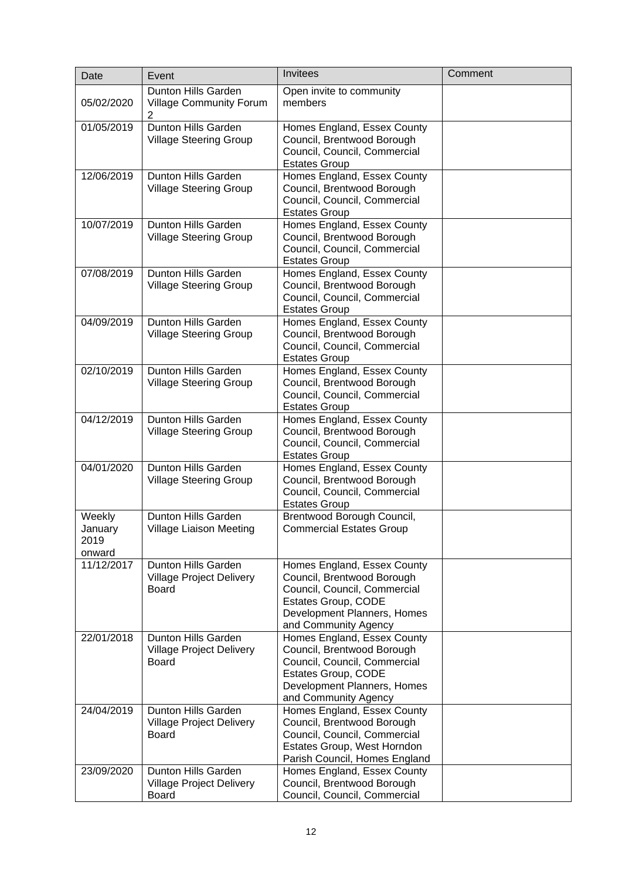| Date | Event | Invitees | Comment |
|---|---|---|---|
| 05/02/2020 | Dunton Hills Garden Village Community Forum 2 | Open invite to community members | |
| 01/05/2019 | Dunton Hills Garden Village Steering Group | Homes England, Essex County Council, Brentwood Borough Council, Council, Commercial Estates Group | |
| 12/06/2019 | Dunton Hills Garden Village Steering Group | Homes England, Essex County Council, Brentwood Borough Council, Council, Commercial Estates Group | |
| 10/07/2019 | Dunton Hills Garden Village Steering Group | Homes England, Essex County Council, Brentwood Borough Council, Council, Commercial Estates Group | |
| 07/08/2019 | Dunton Hills Garden Village Steering Group | Homes England, Essex County Council, Brentwood Borough Council, Council, Commercial Estates Group | |
| 04/09/2019 | Dunton Hills Garden Village Steering Group | Homes England, Essex County Council, Brentwood Borough Council, Council, Commercial Estates Group | |
| 02/10/2019 | Dunton Hills Garden Village Steering Group | Homes England, Essex County Council, Brentwood Borough Council, Council, Commercial Estates Group | |
| 04/12/2019 | Dunton Hills Garden Village Steering Group | Homes England, Essex County Council, Brentwood Borough Council, Council, Commercial Estates Group | |
| 04/01/2020 | Dunton Hills Garden Village Steering Group | Homes England, Essex County Council, Brentwood Borough Council, Council, Commercial Estates Group | |
| Weekly January 2019 onward | Dunton Hills Garden Village Liaison Meeting | Brentwood Borough Council, Commercial Estates Group | |
| 11/12/2017 | Dunton Hills Garden Village Project Delivery Board | Homes England, Essex County Council, Brentwood Borough Council, Council, Commercial Estates Group, CODE Development Planners, Homes and Community Agency | |
| 22/01/2018 | Dunton Hills Garden Village Project Delivery Board | Homes England, Essex County Council, Brentwood Borough Council, Council, Commercial Estates Group, CODE Development Planners, Homes and Community Agency | |
| 24/04/2019 | Dunton Hills Garden Village Project Delivery Board | Homes England, Essex County Council, Brentwood Borough Council, Council, Commercial Estates Group, West Horndon Parish Council, Homes England | |
| 23/09/2020 | Dunton Hills Garden Village Project Delivery Board | Homes England, Essex County Council, Brentwood Borough Council, Council, Commercial | |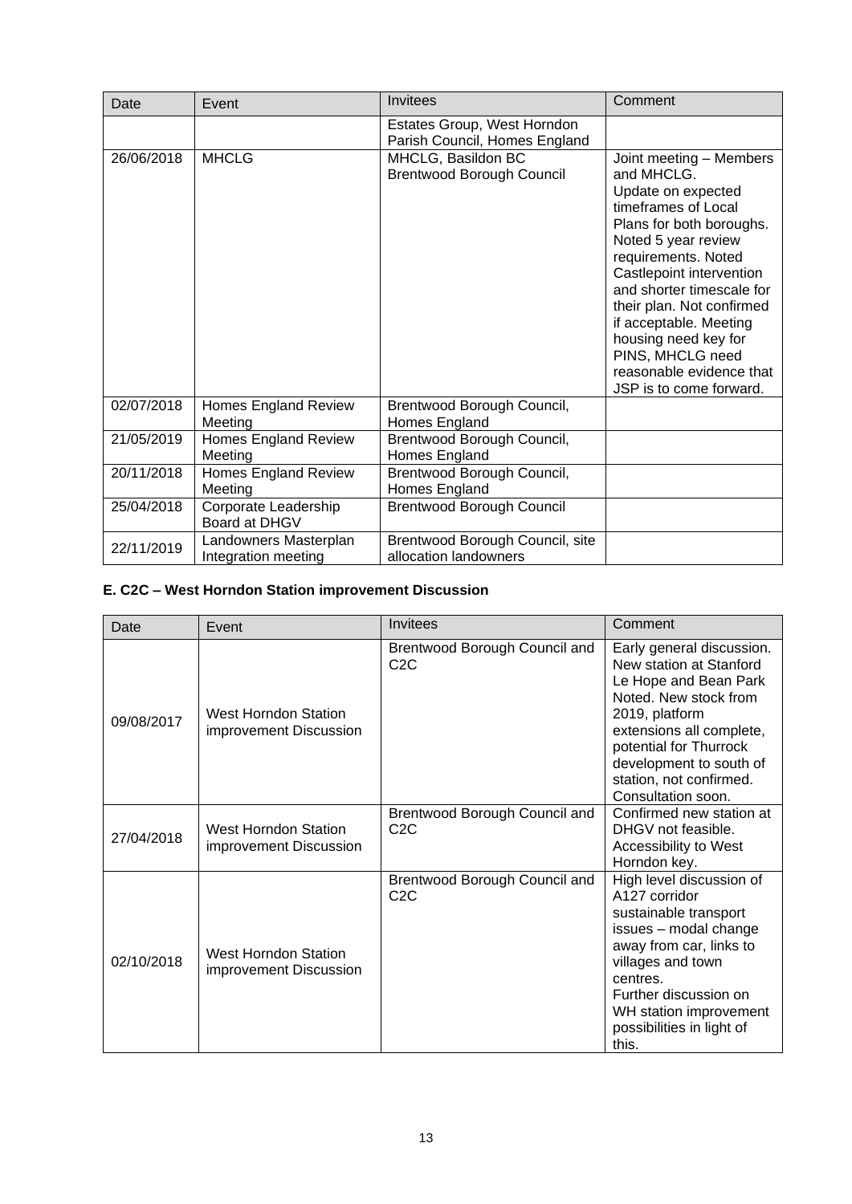| Date | Event | Invitees | Comment |
| --- | --- | --- | --- |
| | | Estates Group, West Horndon Parish Council, Homes England | |
| 26/06/2018 | MHCLG | MHCLG, Basildon BC Brentwood Borough Council | Joint meeting – Members and MHCLG. Update on expected timeframes of Local Plans for both boroughs. Noted 5 year review requirements. Noted Castlepoint intervention and shorter timescale for their plan. Not confirmed if acceptable. Meeting housing need key for PINS, MHCLG need reasonable evidence that JSP is to come forward. |
| 02/07/2018 | Homes England Review Meeting | Brentwood Borough Council, Homes England | |
| 21/05/2019 | Homes England Review Meeting | Brentwood Borough Council, Homes England | |
| 20/11/2018 | Homes England Review Meeting | Brentwood Borough Council, Homes England | |
| 25/04/2018 | Corporate Leadership Board at DHGV | Brentwood Borough Council | |
| 22/11/2019 | Landowners Masterplan Integration meeting | Brentwood Borough Council, site allocation landowners | |

**E. C2C – West Horndon Station improvement Discussion**

| Date | Event | Invitees | Comment |
| --- | --- | --- | --- |
| 09/08/2017 | West Horndon Station improvement Discussion | Brentwood Borough Council and C2C | Early general discussion. New station at Stanford Le Hope and Bean Park Noted. New stock from 2019, platform extensions all complete, potential for Thurrock development to south of station, not confirmed. Consultation soon. |
| 27/04/2018 | West Horndon Station improvement Discussion | Brentwood Borough Council and C2C | Confirmed new station at DHGV not feasible. Accessibility to West Horndon key. |
| 02/10/2018 | West Horndon Station improvement Discussion | Brentwood Borough Council and C2C | High level discussion of A127 corridor sustainable transport issues – modal change away from car, links to villages and town centres. Further discussion on WH station improvement possibilities in light of this. |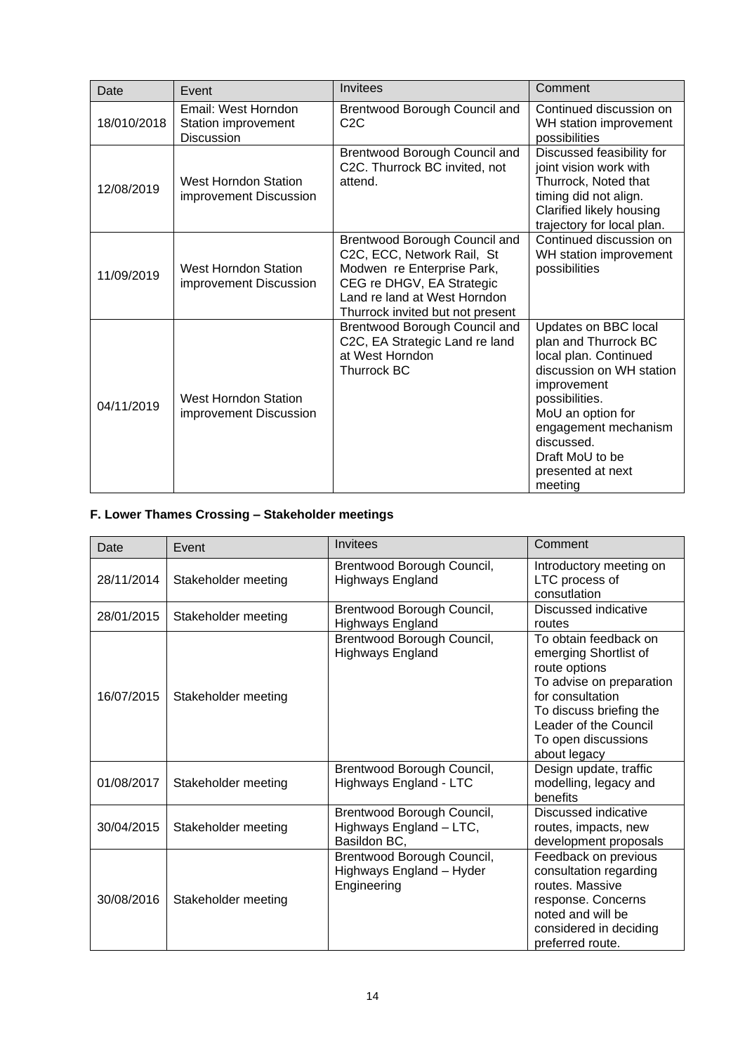| Date | Event | Invitees | Comment |
| --- | --- | --- | --- |
| 18/010/2018 | Email: West Horndon Station improvement Discussion | Brentwood Borough Council and C2C | Continued discussion on WH station improvement possibilities |
| 12/08/2019 | West Horndon Station improvement Discussion | Brentwood Borough Council and C2C. Thurrock BC invited, not attend. | Discussed feasibility for joint vision work with Thurrock, Noted that timing did not align. Clarified likely housing trajectory for local plan. |
| 11/09/2019 | West Horndon Station improvement Discussion | Brentwood Borough Council and C2C, ECC, Network Rail, St Modwen re Enterprise Park, CEG re DHGV, EA Strategic Land re land at West Horndon Thurrock invited but not present | Continued discussion on WH station improvement possibilities |
| 04/11/2019 | West Horndon Station improvement Discussion | Brentwood Borough Council and C2C, EA Strategic Land re land at West Horndon Thurrock BC | Updates on BBC local plan and Thurrock BC local plan. Continued discussion on WH station improvement possibilities. MoU an option for engagement mechanism discussed. Draft MoU to be presented at next meeting |

### F. Lower Thames Crossing – Stakeholder meetings

| Date | Event | Invitees | Comment |
| --- | --- | --- | --- |
| 28/11/2014 | Stakeholder meeting | Brentwood Borough Council, Highways England | Introductory meeting on LTC process of consutlation |
| 28/01/2015 | Stakeholder meeting | Brentwood Borough Council, Highways England | Discussed indicative routes |
| 16/07/2015 | Stakeholder meeting | Brentwood Borough Council, Highways England | To obtain feedback on emerging Shortlist of route options To advise on preparation for consultation To discuss briefing the Leader of the Council To open discussions about legacy |
| 01/08/2017 | Stakeholder meeting | Brentwood Borough Council, Highways England - LTC | Design update, traffic modelling, legacy and benefits |
| 30/04/2015 | Stakeholder meeting | Brentwood Borough Council, Highways England – LTC, Basildon BC, | Discussed indicative routes, impacts, new development proposals |
| 30/08/2016 | Stakeholder meeting | Brentwood Borough Council, Highways England – Hyder Engineering | Feedback on previous consultation regarding routes. Massive response. Concerns noted and will be considered in deciding preferred route. |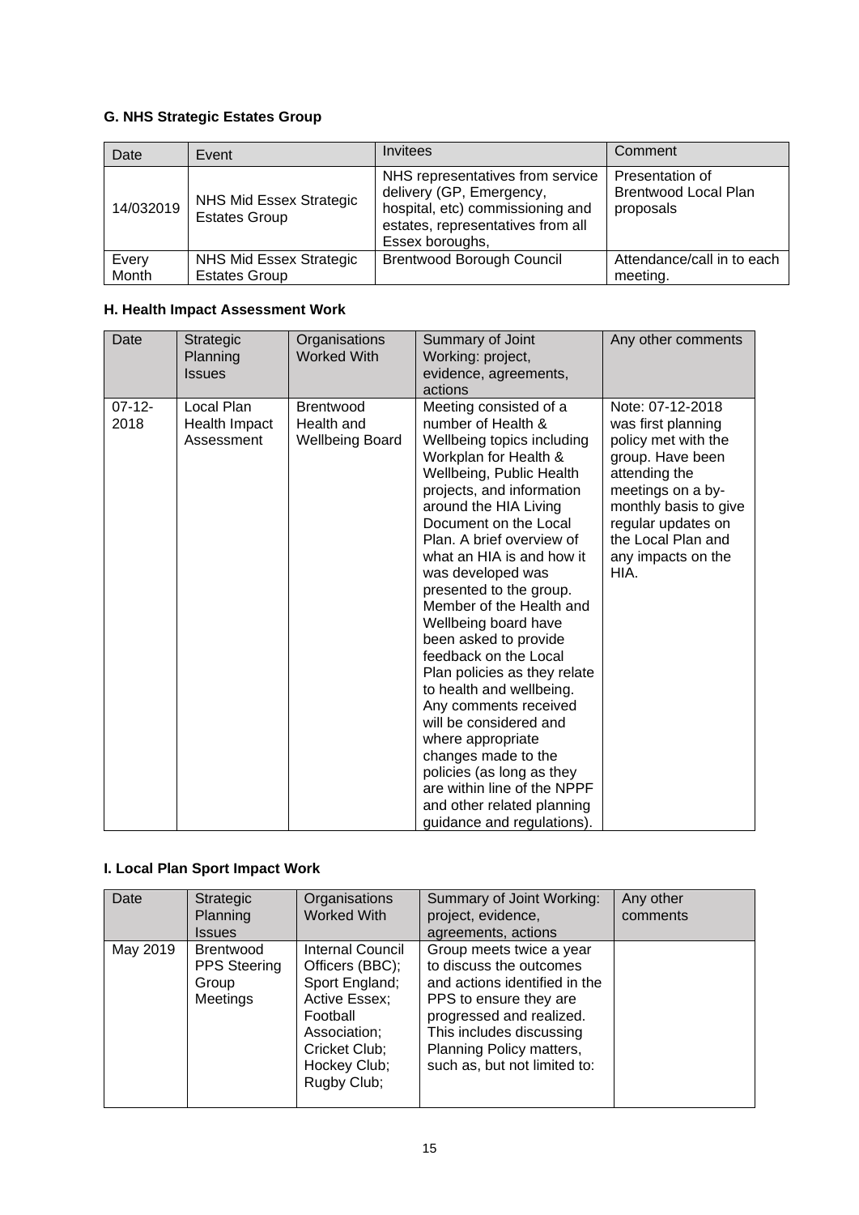### G. NHS Strategic Estates Group

| Date | Event | Invitees | Comment |
|---|---|---|---|
| 14/032019 | NHS Mid Essex Strategic Estates Group | NHS representatives from service delivery (GP, Emergency, hospital, etc) commissioning and estates, representatives from all Essex boroughs, | Presentation of Brentwood Local Plan proposals |
| Every Month | NHS Mid Essex Strategic Estates Group | Brentwood Borough Council | Attendance/call in to each meeting. |

### H. Health Impact Assessment Work

| Date | Strategic Planning Issues | Organisations Worked With | Summary of Joint Working: project, evidence, agreements, actions | Any other comments |
|---|---|---|---|---|
| 07-12-2018 | Local Plan Health Impact Assessment | Brentwood Health and Wellbeing Board | Meeting consisted of a number of Health & Wellbeing topics including Workplan for Health & Wellbeing, Public Health projects, and information around the HIA Living Document on the Local Plan. A brief overview of what an HIA is and how it was developed was presented to the group. Member of the Health and Wellbeing board have been asked to provide feedback on the Local Plan policies as they relate to health and wellbeing. Any comments received will be considered and where appropriate changes made to the policies (as long as they are within line of the NPPF and other related planning guidance and regulations). | Note: 07-12-2018 was first planning policy met with the group. Have been attending the meetings on a by-monthly basis to give regular updates on the Local Plan and any impacts on the HIA. |

### I. Local Plan Sport Impact Work

| Date | Strategic Planning Issues | Organisations Worked With | Summary of Joint Working: project, evidence, agreements, actions | Any other comments |
|---|---|---|---|---|
| May 2019 | Brentwood PPS Steering Group Meetings | Internal Council Officers (BBC); Sport England; Active Essex; Football Association; Cricket Club; Hockey Club; Rugby Club; | Group meets twice a year to discuss the outcomes and actions identified in the PPS to ensure they are progressed and realized. This includes discussing Planning Policy matters, such as, but not limited to: | |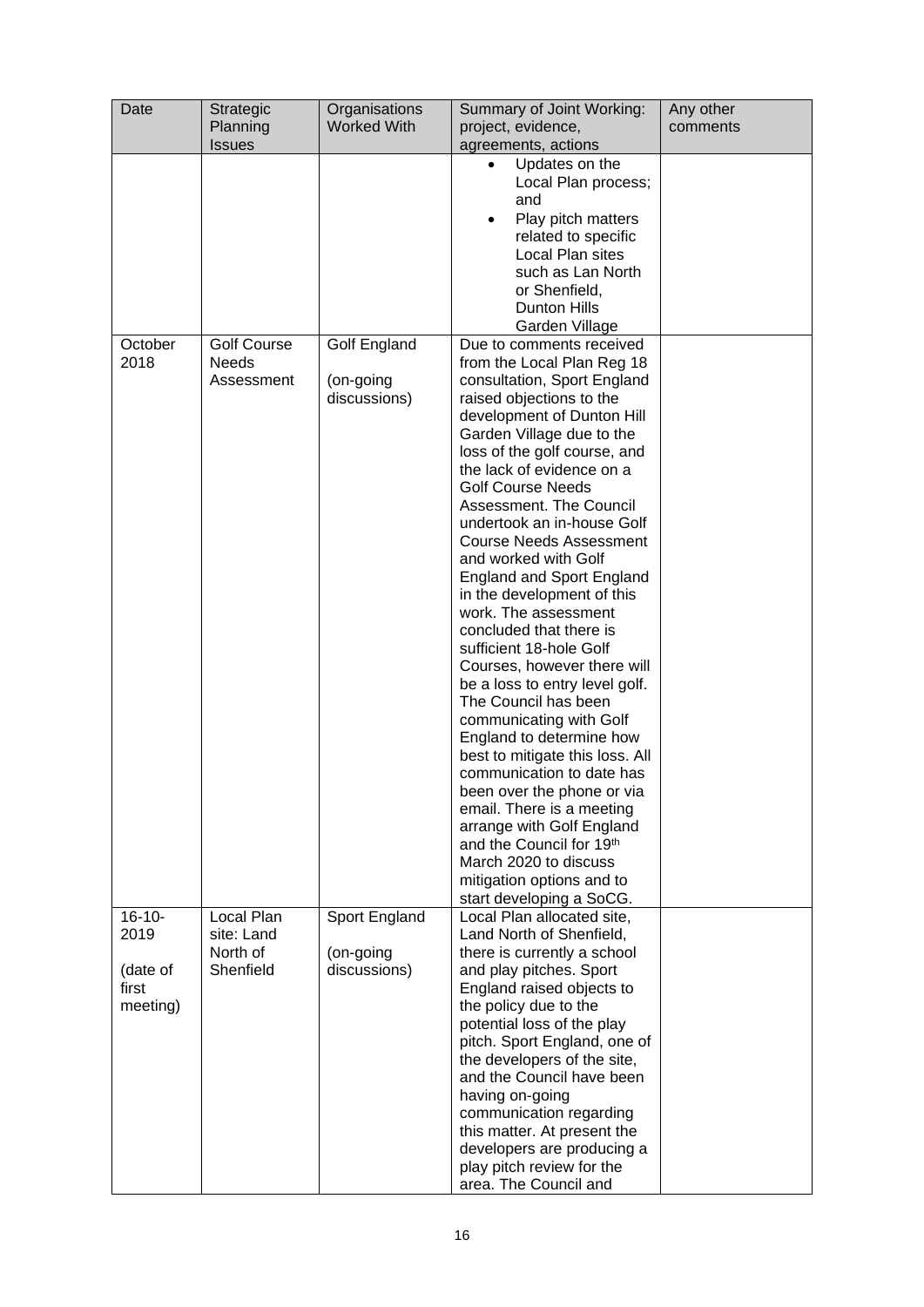| Date | Strategic Planning Issues | Organisations Worked With | Summary of Joint Working: project, evidence, agreements, actions | Any other comments |
|---|---|---|---|---|
| | | | • Updates on the Local Plan process; and<br>• Play pitch matters related to specific Local Plan sites such as Lan North or Shenfield, Dunton Hills Garden Village | |
| October 2018 | Golf Course Needs Assessment | Golf England<br><br>(on-going discussions) | Due to comments received from the Local Plan Reg 18 consultation, Sport England raised objections to the development of Dunton Hill Garden Village due to the loss of the golf course, and the lack of evidence on a Golf Course Needs Assessment. The Council undertook an in-house Golf Course Needs Assessment and worked with Golf England and Sport England in the development of this work. The assessment concluded that there is sufficient 18-hole Golf Courses, however there will be a loss to entry level golf. The Council has been communicating with Golf England to determine how best to mitigate this loss. All communication to date has been over the phone or via email. There is a meeting arrange with Golf England and the Council for 19th March 2020 to discuss mitigation options and to start developing a SoCG. | |
| 16-10-2019<br><br>(date of first meeting) | Local Plan site: Land North of Shenfield | Sport England<br><br>(on-going discussions) | Local Plan allocated site, Land North of Shenfield, there is currently a school and play pitches. Sport England raised objects to the policy due to the potential loss of the play pitch. Sport England, one of the developers of the site, and the Council have been having on-going communication regarding this matter. At present the developers are producing a play pitch review for the area. The Council and | |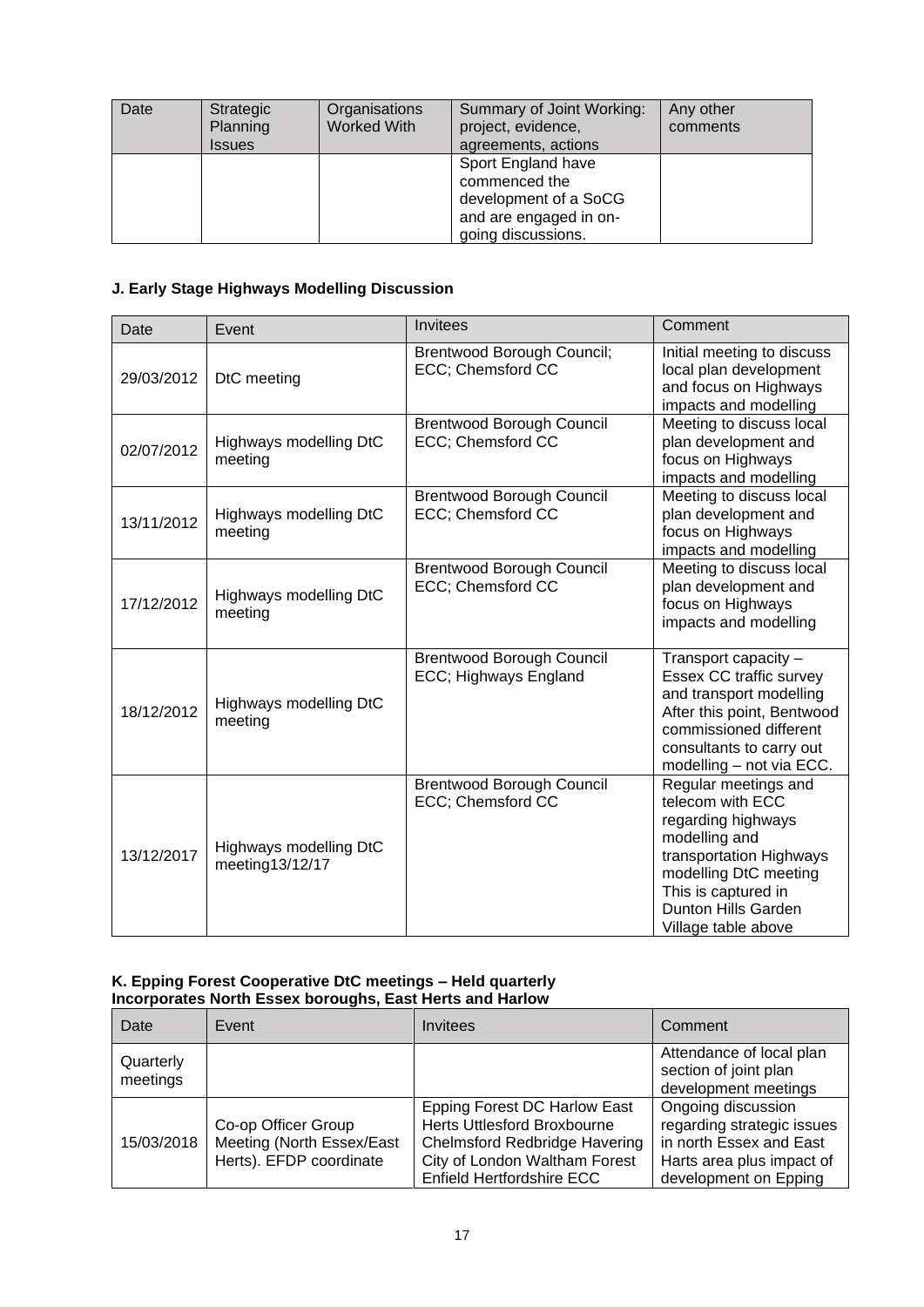| Date | Strategic Planning Issues | Organisations Worked With | Summary of Joint Working: project, evidence, agreements, actions | Any other comments |
|---|---|---|---|---|
| | | | Sport England have commenced the development of a SoCG and are engaged in on-going discussions. | |

**J. Early Stage Highways Modelling Discussion**

| Date | Event | Invitees | Comment |
|---|---|---|---|
| 29/03/2012 | DtC meeting | Brentwood Borough Council; ECC; Chemsford CC | Initial meeting to discuss local plan development and focus on Highways impacts and modelling |
| 02/07/2012 | Highways modelling DtC meeting | Brentwood Borough Council ECC; Chemsford CC | Meeting to discuss local plan development and focus on Highways impacts and modelling |
| 13/11/2012 | Highways modelling DtC meeting | Brentwood Borough Council ECC; Chemsford CC | Meeting to discuss local plan development and focus on Highways impacts and modelling |
| 17/12/2012 | Highways modelling DtC meeting | Brentwood Borough Council ECC; Chemsford CC | Meeting to discuss local plan development and focus on Highways impacts and modelling |
| 18/12/2012 | Highways modelling DtC meeting | Brentwood Borough Council ECC; Highways England | Transport capacity – Essex CC traffic survey and transport modelling After this point, Bentwood commissioned different consultants to carry out modelling – not via ECC. |
| 13/12/2017 | Highways modelling DtC meeting13/12/17 | Brentwood Borough Council ECC; Chemsford CC | Regular meetings and telecom with ECC regarding highways modelling and transportation Highways modelling DtC meeting This is captured in Dunton Hills Garden Village table above |

**K. Epping Forest Cooperative DtC meetings – Held quarterly**
**Incorporates North Essex boroughs, East Herts and Harlow**

| Date | Event | Invitees | Comment |
|---|---|---|---|
| Quarterly meetings | | | Attendance of local plan section of joint plan development meetings |
| 15/03/2018 | Co-op Officer Group Meeting (North Essex/East Herts). EFDP coordinate | Epping Forest DC Harlow East Herts Uttlesford Broxbourne Chelmsford Redbridge Havering City of London Waltham Forest Enfield Hertfordshire ECC | Ongoing discussion regarding strategic issues in north Essex and East Harts area plus impact of development on Epping |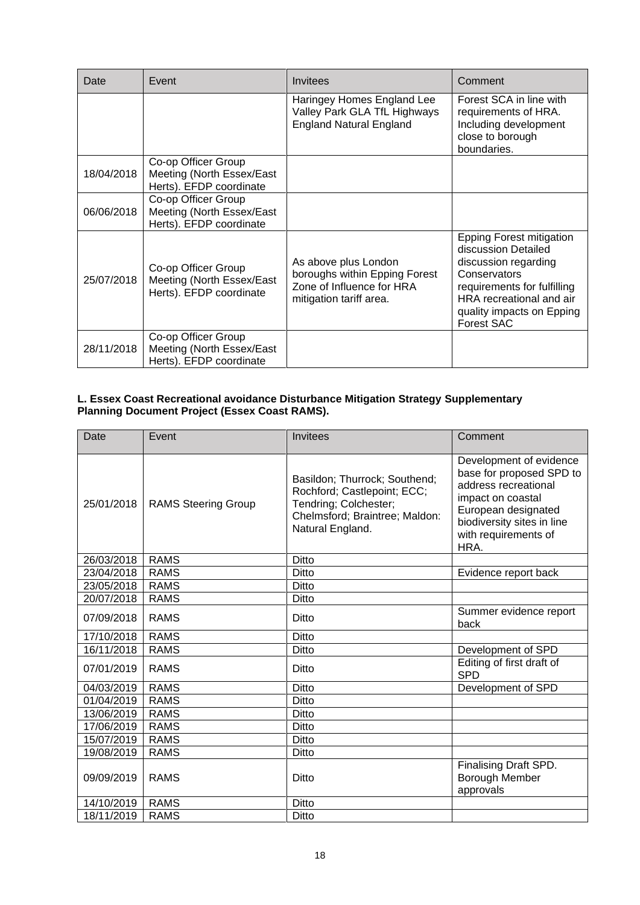| Date | Event | Invitees | Comment |
|---|---|---|---|
| | | Haringey Homes England Lee Valley Park GLA TfL Highways England Natural England | Forest SCA in line with requirements of HRA. Including development close to borough boundaries. |
| 18/04/2018 | Co-op Officer Group Meeting (North Essex/East Herts). EFDP coordinate | | |
| 06/06/2018 | Co-op Officer Group Meeting (North Essex/East Herts). EFDP coordinate | | |
| 25/07/2018 | Co-op Officer Group Meeting (North Essex/East Herts). EFDP coordinate | As above plus London boroughs within Epping Forest Zone of Influence for HRA mitigation tariff area. | Epping Forest mitigation discussion Detailed discussion regarding Conservators requirements for fulfilling HRA recreational and air quality impacts on Epping Forest SAC |
| 28/11/2018 | Co-op Officer Group Meeting (North Essex/East Herts). EFDP coordinate | | |

**L. Essex Coast Recreational avoidance Disturbance Mitigation Strategy Supplementary Planning Document Project (Essex Coast RAMS).**

| Date | Event | Invitees | Comment |
|---|---|---|---|
| 25/01/2018 | RAMS Steering Group | Basildon; Thurrock; Southend; Rochford; Castlepoint; ECC; Tendring; Colchester; Chelmsford; Braintree; Maldon: Natural England. | Development of evidence base for proposed SPD to address recreational impact on coastal European designated biodiversity sites in line with requirements of HRA. |
| 26/03/2018 | RAMS | Ditto | |
| 23/04/2018 | RAMS | Ditto | Evidence report back |
| 23/05/2018 | RAMS | Ditto | |
| 20/07/2018 | RAMS | Ditto | |
| 07/09/2018 | RAMS | Ditto | Summer evidence report back |
| 17/10/2018 | RAMS | Ditto | |
| 16/11/2018 | RAMS | Ditto | Development of SPD |
| 07/01/2019 | RAMS | Ditto | Editing of first draft of SPD |
| 04/03/2019 | RAMS | Ditto | Development of SPD |
| 01/04/2019 | RAMS | Ditto | |
| 13/06/2019 | RAMS | Ditto | |
| 17/06/2019 | RAMS | Ditto | |
| 15/07/2019 | RAMS | Ditto | |
| 19/08/2019 | RAMS | Ditto | |
| 09/09/2019 | RAMS | Ditto | Finalising Draft SPD. Borough Member approvals |
| 14/10/2019 | RAMS | Ditto | |
| 18/11/2019 | RAMS | Ditto | |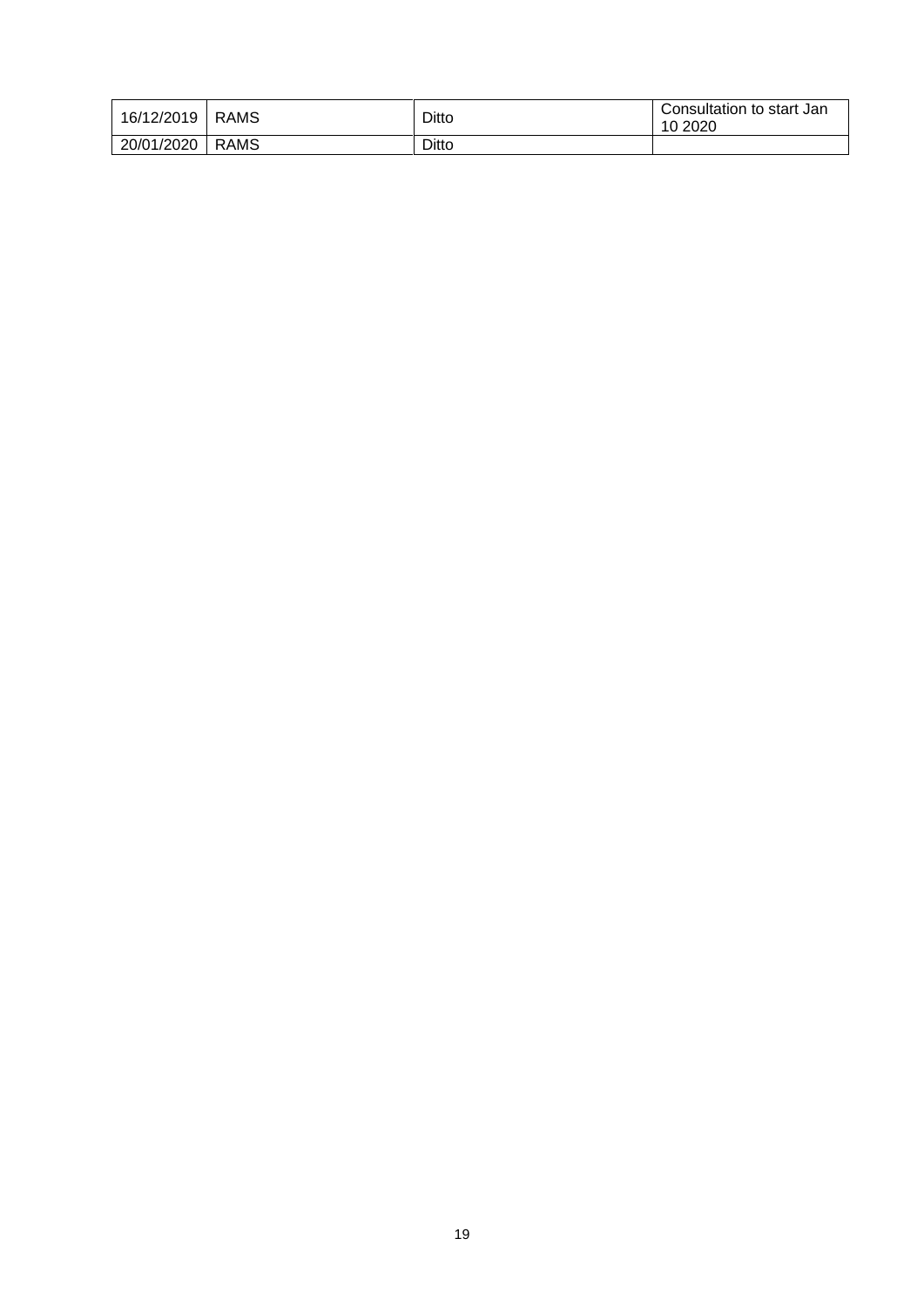| | | | |
|---|---|---|---|
| 16/12/2019 | RAMS | Ditto | Consultation to start Jan 10 2020 |
| 20/01/2020 | RAMS | Ditto | |